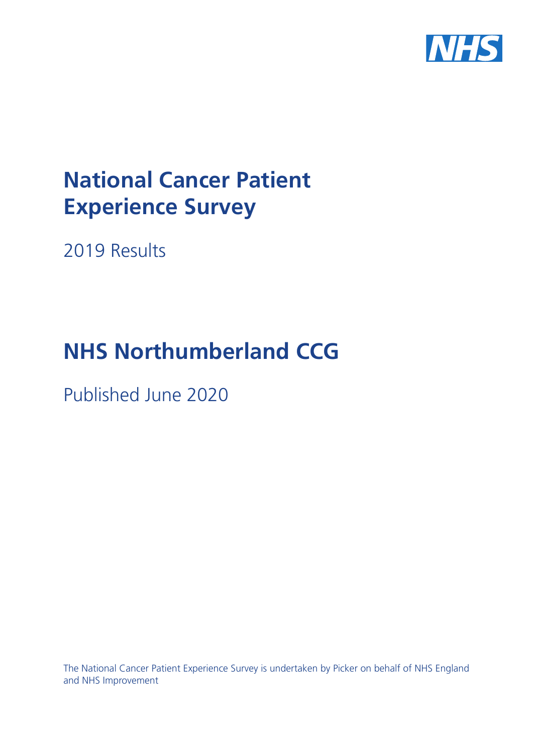NHS

# National Cancer Patient Experience Survey

2019 Results

# NHS Northumberland CCG

Published June 2020

The National Cancer Patient Experience Survey is undertaken by Picker on behalf of NHS England and NHS Improvement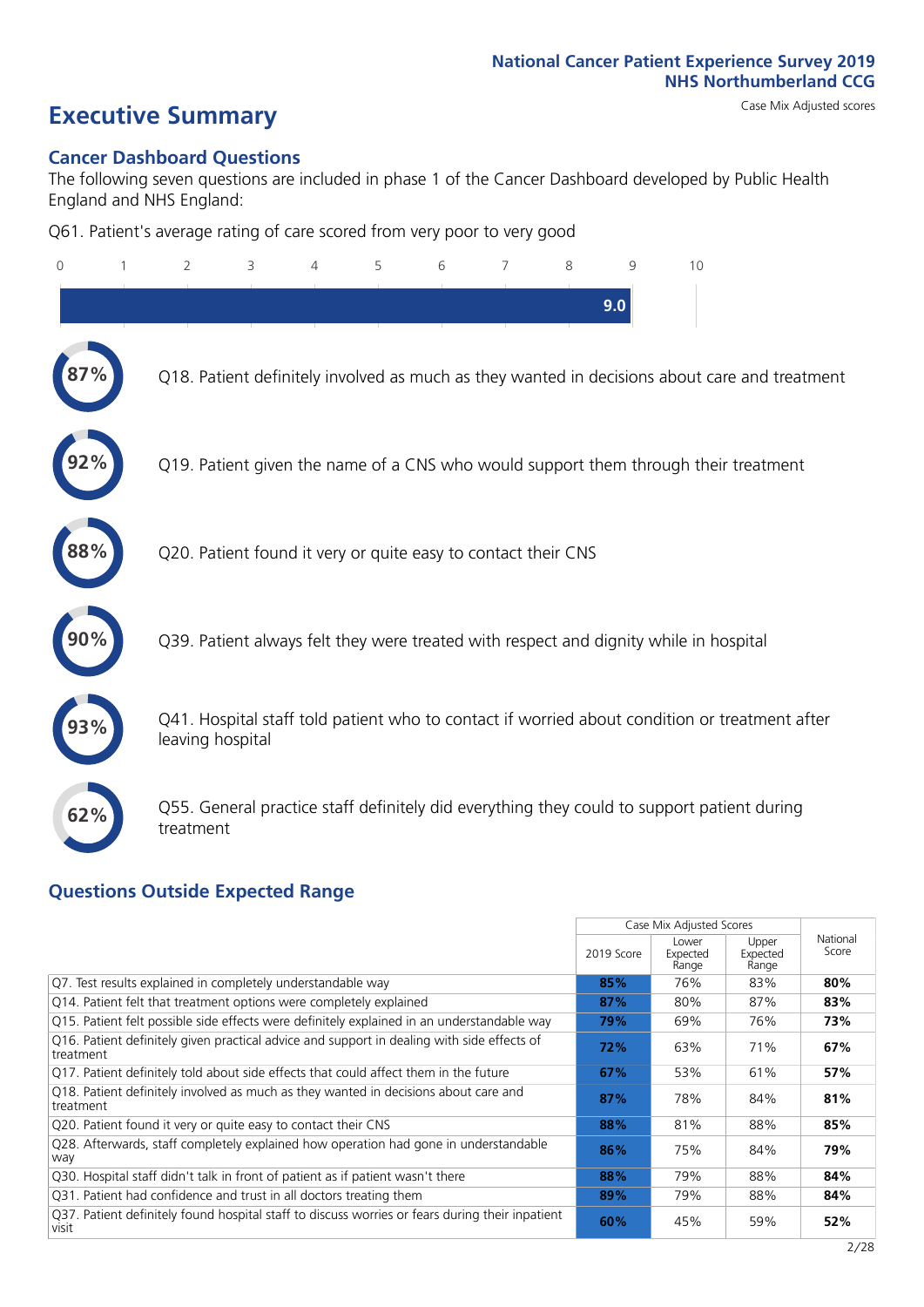National Cancer Patient Experience Survey 2019
NHS Northumberland CCG

# Executive Summary

Case Mix Adjusted scores

## Cancer Dashboard Questions

The following seven questions are included in phase 1 of the Cancer Dashboard developed by Public Health England and NHS England:

Q61. Patient's average rating of care scored from very poor to very good

9.0

87% Q18. Patient definitely involved as much as they wanted in decisions about care and treatment

92% Q19. Patient given the name of a CNS who would support them through their treatment

88% Q20. Patient found it very or quite easy to contact their CNS

90% Q39. Patient always felt they were treated with respect and dignity while in hospital

93% Q41. Hospital staff told patient who to contact if worried about condition or treatment after leaving hospital

62% Q55. General practice staff definitely did everything they could to support patient during treatment

## Questions Outside Expected Range

| | Case Mix Adjusted Scores | | | National Score |
|---|---|---|---|---|
| | 2019 Score | Lower Expected Range | Upper Expected Range | |
| Q7. Test results explained in completely understandable way | **85%** | 76% | 83% | **80%** |
| Q14. Patient felt that treatment options were completely explained | **87%** | 80% | 87% | **83%** |
| Q15. Patient felt possible side effects were definitely explained in an understandable way | **79%** | 69% | 76% | **73%** |
| Q16. Patient definitely given practical advice and support in dealing with side effects of treatment | **72%** | 63% | 71% | **67%** |
| Q17. Patient definitely told about side effects that could affect them in the future | **67%** | 53% | 61% | **57%** |
| Q18. Patient definitely involved as much as they wanted in decisions about care and treatment | **87%** | 78% | 84% | **81%** |
| Q20. Patient found it very or quite easy to contact their CNS | **88%** | 81% | 88% | **85%** |
| Q28. Afterwards, staff completely explained how operation had gone in understandable way | **86%** | 75% | 84% | **79%** |
| Q30. Hospital staff didn't talk in front of patient as if patient wasn't there | **88%** | 79% | 88% | **84%** |
| Q31. Patient had confidence and trust in all doctors treating them | **89%** | 79% | 88% | **84%** |
| Q37. Patient definitely found hospital staff to discuss worries or fears during their inpatient visit | **60%** | 45% | 59% | **52%** |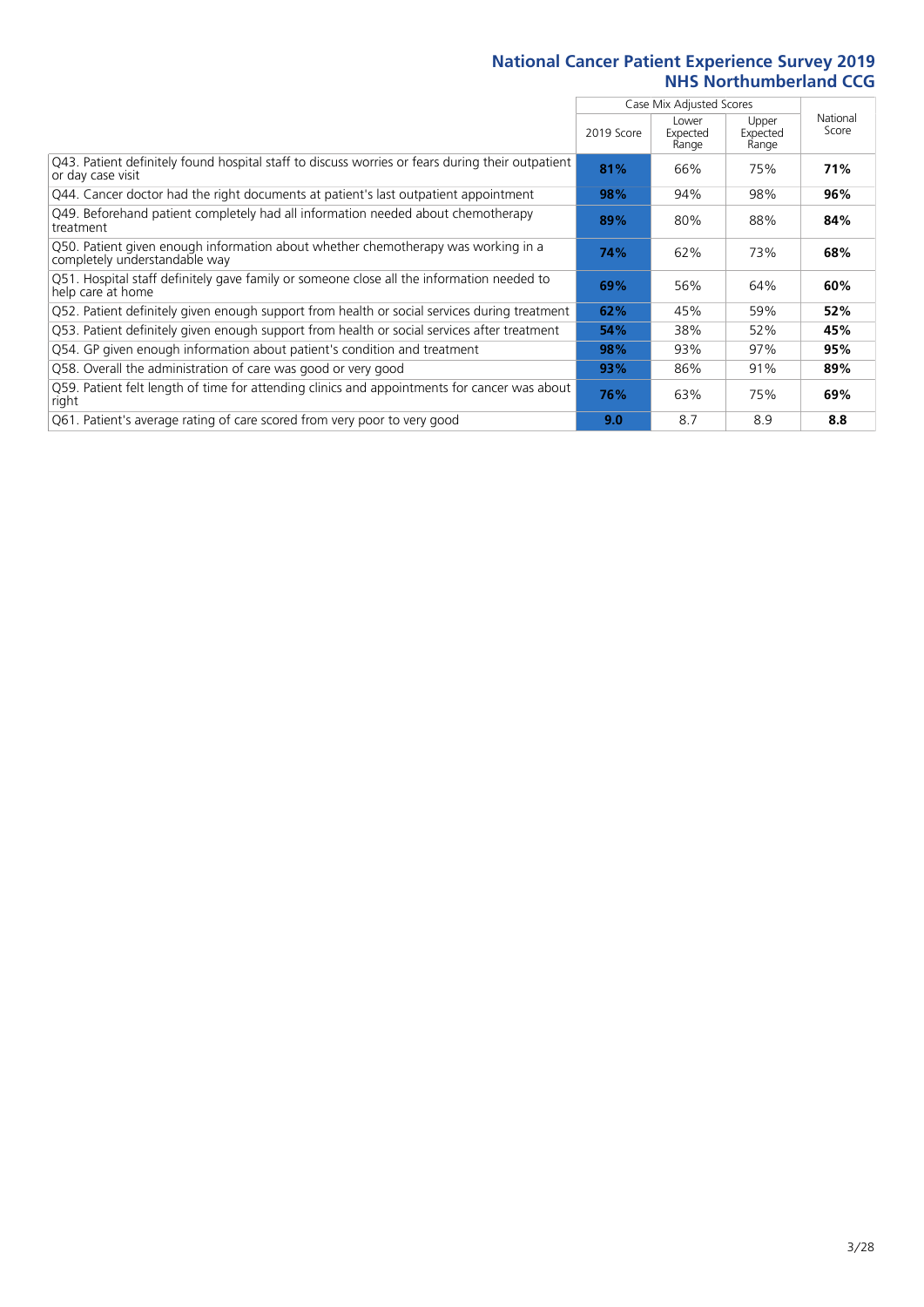# National Cancer Patient Experience Survey 2019
## NHS Northumberland CCG

| | Case Mix Adjusted Scores | | | National Score |
|---|---|---|---|---|
| | 2019 Score | Lower Expected Range | Upper Expected Range | |
| Q43. Patient definitely found hospital staff to discuss worries or fears during their outpatient or day case visit | **81%** | 66% | 75% | **71%** |
| Q44. Cancer doctor had the right documents at patient's last outpatient appointment | **98%** | 94% | 98% | **96%** |
| Q49. Beforehand patient completely had all information needed about chemotherapy treatment | **89%** | 80% | 88% | **84%** |
| Q50. Patient given enough information about whether chemotherapy was working in a completely understandable way | **74%** | 62% | 73% | **68%** |
| Q51. Hospital staff definitely gave family or someone close all the information needed to help care at home | **69%** | 56% | 64% | **60%** |
| Q52. Patient definitely given enough support from health or social services during treatment | **62%** | 45% | 59% | **52%** |
| Q53. Patient definitely given enough support from health or social services after treatment | **54%** | 38% | 52% | **45%** |
| Q54. GP given enough information about patient's condition and treatment | **98%** | 93% | 97% | **95%** |
| Q58. Overall the administration of care was good or very good | **93%** | 86% | 91% | **89%** |
| Q59. Patient felt length of time for attending clinics and appointments for cancer was about right | **76%** | 63% | 75% | **69%** |
| Q61. Patient's average rating of care scored from very poor to very good | **9.0** | 8.7 | 8.9 | **8.8** |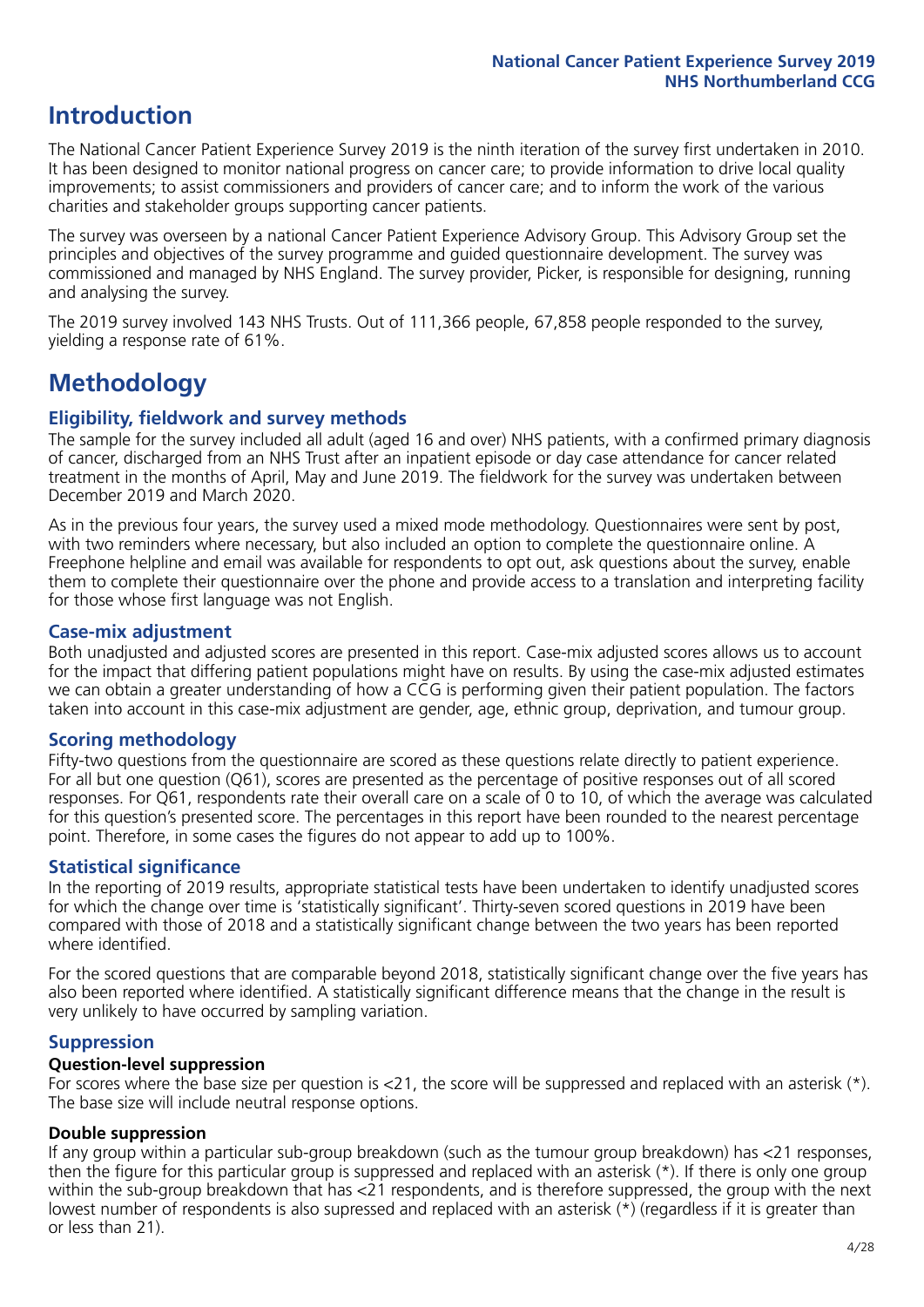# Introduction

The National Cancer Patient Experience Survey 2019 is the ninth iteration of the survey first undertaken in 2010. It has been designed to monitor national progress on cancer care; to provide information to drive local quality improvements; to assist commissioners and providers of cancer care; and to inform the work of the various charities and stakeholder groups supporting cancer patients.

The survey was overseen by a national Cancer Patient Experience Advisory Group. This Advisory Group set the principles and objectives of the survey programme and guided questionnaire development. The survey was commissioned and managed by NHS England. The survey provider, Picker, is responsible for designing, running and analysing the survey.

The 2019 survey involved 143 NHS Trusts. Out of 111,366 people, 67,858 people responded to the survey, yielding a response rate of 61%.

# Methodology

## Eligibility, fieldwork and survey methods

The sample for the survey included all adult (aged 16 and over) NHS patients, with a confirmed primary diagnosis of cancer, discharged from an NHS Trust after an inpatient episode or day case attendance for cancer related treatment in the months of April, May and June 2019. The fieldwork for the survey was undertaken between December 2019 and March 2020.

As in the previous four years, the survey used a mixed mode methodology. Questionnaires were sent by post, with two reminders where necessary, but also included an option to complete the questionnaire online. A Freephone helpline and email was available for respondents to opt out, ask questions about the survey, enable them to complete their questionnaire over the phone and provide access to a translation and interpreting facility for those whose first language was not English.

## Case-mix adjustment

Both unadjusted and adjusted scores are presented in this report. Case-mix adjusted scores allows us to account for the impact that differing patient populations might have on results. By using the case-mix adjusted estimates we can obtain a greater understanding of how a CCG is performing given their patient population. The factors taken into account in this case-mix adjustment are gender, age, ethnic group, deprivation, and tumour group.

## Scoring methodology

Fifty-two questions from the questionnaire are scored as these questions relate directly to patient experience. For all but one question (Q61), scores are presented as the percentage of positive responses out of all scored responses. For Q61, respondents rate their overall care on a scale of 0 to 10, of which the average was calculated for this question's presented score. The percentages in this report have been rounded to the nearest percentage point. Therefore, in some cases the figures do not appear to add up to 100%.

## Statistical significance

In the reporting of 2019 results, appropriate statistical tests have been undertaken to identify unadjusted scores for which the change over time is 'statistically significant'. Thirty-seven scored questions in 2019 have been compared with those of 2018 and a statistically significant change between the two years has been reported where identified.

For the scored questions that are comparable beyond 2018, statistically significant change over the five years has also been reported where identified. A statistically significant difference means that the change in the result is very unlikely to have occurred by sampling variation.

## Suppression

### Question-level suppression

For scores where the base size per question is <21, the score will be suppressed and replaced with an asterisk (*). The base size will include neutral response options.

### Double suppression

If any group within a particular sub-group breakdown (such as the tumour group breakdown) has <21 responses, then the figure for this particular group is suppressed and replaced with an asterisk (*). If there is only one group within the sub-group breakdown that has <21 respondents, and is therefore suppressed, the group with the next lowest number of respondents is also supressed and replaced with an asterisk (*) (regardless if it is greater than or less than 21).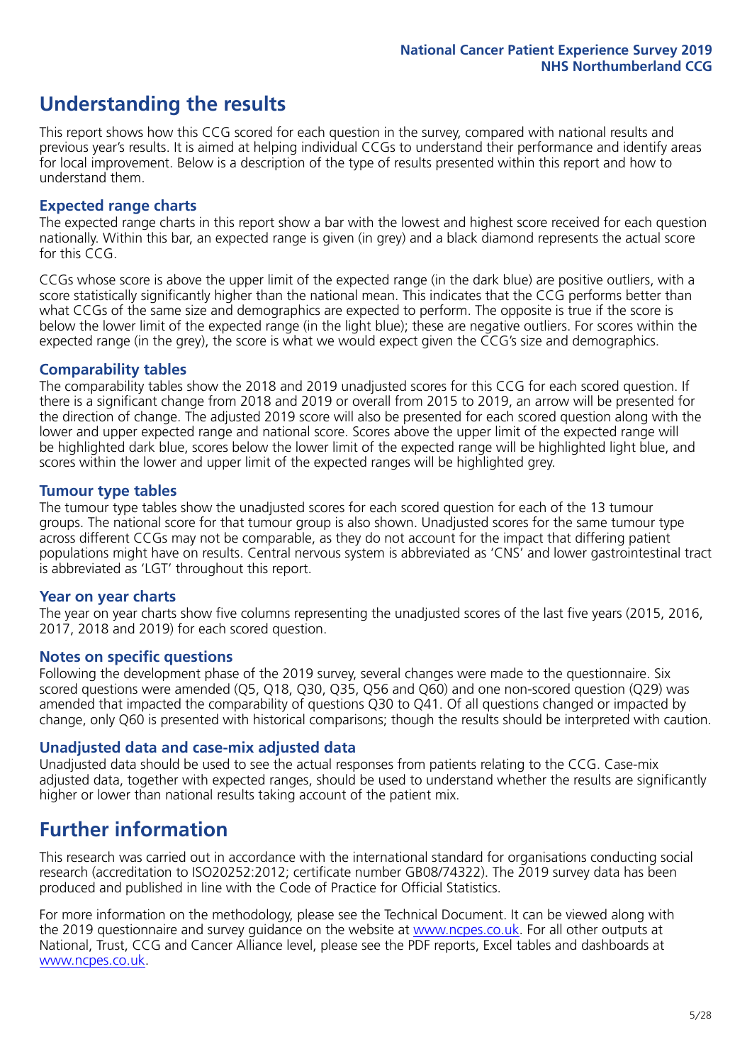## Understanding the results

This report shows how this CCG scored for each question in the survey, compared with national results and previous year's results. It is aimed at helping individual CCGs to understand their performance and identify areas for local improvement. Below is a description of the type of results presented within this report and how to understand them.

### Expected range charts

The expected range charts in this report show a bar with the lowest and highest score received for each question nationally. Within this bar, an expected range is given (in grey) and a black diamond represents the actual score for this CCG.

CCGs whose score is above the upper limit of the expected range (in the dark blue) are positive outliers, with a score statistically significantly higher than the national mean. This indicates that the CCG performs better than what CCGs of the same size and demographics are expected to perform. The opposite is true if the score is below the lower limit of the expected range (in the light blue); these are negative outliers. For scores within the expected range (in the grey), the score is what we would expect given the CCG's size and demographics.

### Comparability tables

The comparability tables show the 2018 and 2019 unadjusted scores for this CCG for each scored question. If there is a significant change from 2018 and 2019 or overall from 2015 to 2019, an arrow will be presented for the direction of change. The adjusted 2019 score will also be presented for each scored question along with the lower and upper expected range and national score. Scores above the upper limit of the expected range will be highlighted dark blue, scores below the lower limit of the expected range will be highlighted light blue, and scores within the lower and upper limit of the expected ranges will be highlighted grey.

### Tumour type tables

The tumour type tables show the unadjusted scores for each scored question for each of the 13 tumour groups. The national score for that tumour group is also shown. Unadjusted scores for the same tumour type across different CCGs may not be comparable, as they do not account for the impact that differing patient populations might have on results. Central nervous system is abbreviated as 'CNS' and lower gastrointestinal tract is abbreviated as 'LGT' throughout this report.

### Year on year charts

The year on year charts show five columns representing the unadjusted scores of the last five years (2015, 2016, 2017, 2018 and 2019) for each scored question.

### Notes on specific questions

Following the development phase of the 2019 survey, several changes were made to the questionnaire. Six scored questions were amended (Q5, Q18, Q30, Q35, Q56 and Q60) and one non-scored question (Q29) was amended that impacted the comparability of questions Q30 to Q41. Of all questions changed or impacted by change, only Q60 is presented with historical comparisons; though the results should be interpreted with caution.

### Unadjusted data and case-mix adjusted data

Unadjusted data should be used to see the actual responses from patients relating to the CCG. Case-mix adjusted data, together with expected ranges, should be used to understand whether the results are significantly higher or lower than national results taking account of the patient mix.

## Further information

This research was carried out in accordance with the international standard for organisations conducting social research (accreditation to ISO20252:2012; certificate number GB08/74322). The 2019 survey data has been produced and published in line with the Code of Practice for Official Statistics.

For more information on the methodology, please see the Technical Document. It can be viewed along with the 2019 questionnaire and survey guidance on the website at www.ncpes.co.uk. For all other outputs at National, Trust, CCG and Cancer Alliance level, please see the PDF reports, Excel tables and dashboards at www.ncpes.co.uk.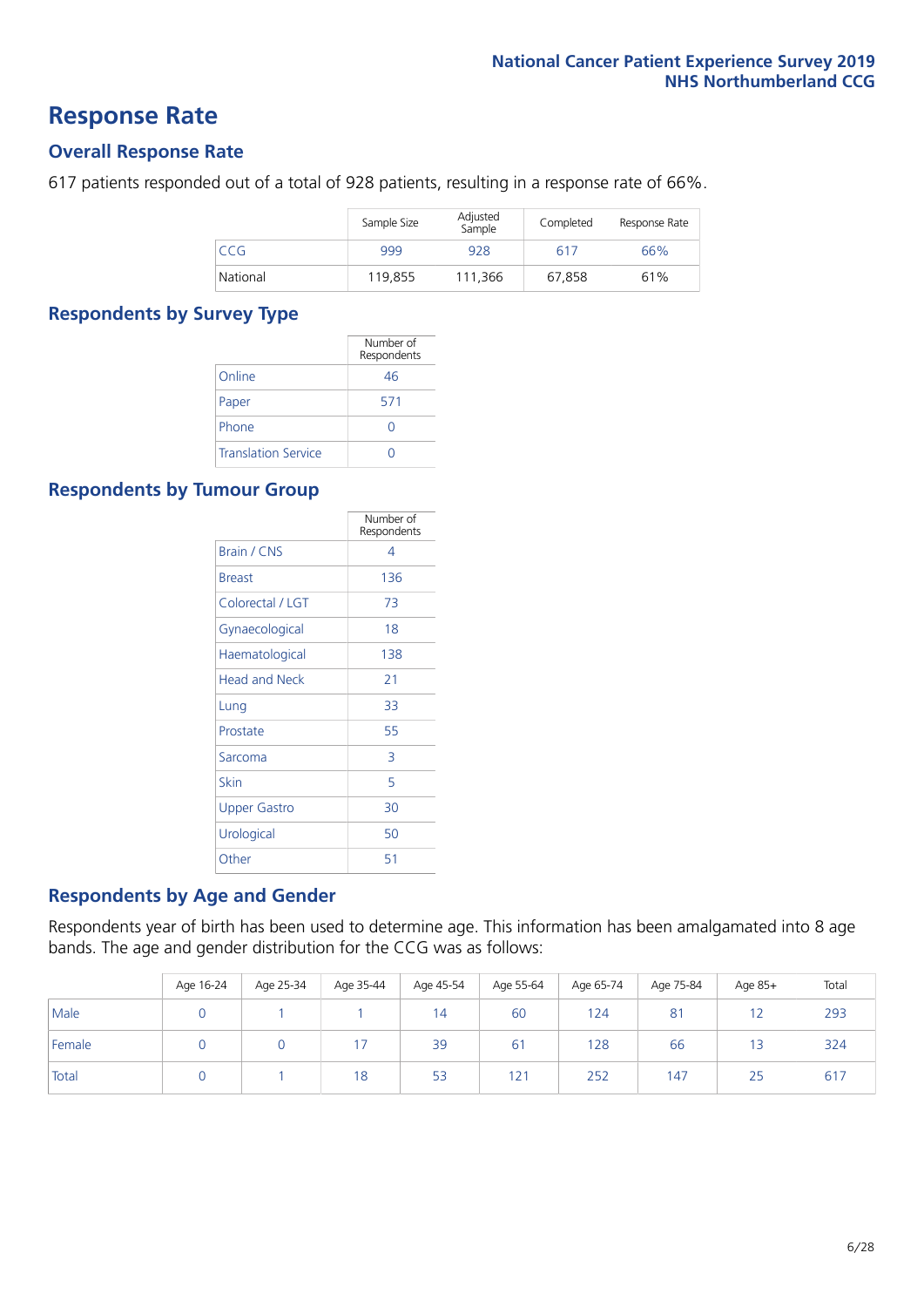# Response Rate

## Overall Response Rate

617 patients responded out of a total of 928 patients, resulting in a response rate of 66%.

| | Sample Size | Adjusted Sample | Completed | Response Rate |
|---|---|---|---|---|
| CCG | 999 | 928 | 617 | 66% |
| National | 119,855 | 111,366 | 67,858 | 61% |

## Respondents by Survey Type

| | Number of Respondents |
|---|---|
| Online | 46 |
| Paper | 571 |
| Phone | 0 |
| Translation Service | 0 |

## Respondents by Tumour Group

| | Number of Respondents |
|---|---|
| Brain / CNS | 4 |
| Breast | 136 |
| Colorectal / LGT | 73 |
| Gynaecological | 18 |
| Haematological | 138 |
| Head and Neck | 21 |
| Lung | 33 |
| Prostate | 55 |
| Sarcoma | 3 |
| Skin | 5 |
| Upper Gastro | 30 |
| Urological | 50 |
| Other | 51 |

## Respondents by Age and Gender

Respondents year of birth has been used to determine age. This information has been amalgamated into 8 age bands. The age and gender distribution for the CCG was as follows:

| | Age 16-24 | Age 25-34 | Age 35-44 | Age 45-54 | Age 55-64 | Age 65-74 | Age 75-84 | Age 85+ | Total |
|---|---|---|---|---|---|---|---|---|---|
| Male | 0 | 1 | 1 | 14 | 60 | 124 | 81 | 12 | 293 |
| Female | 0 | 0 | 17 | 39 | 61 | 128 | 66 | 13 | 324 |
| Total | 0 | 1 | 18 | 53 | 121 | 252 | 147 | 25 | 617 |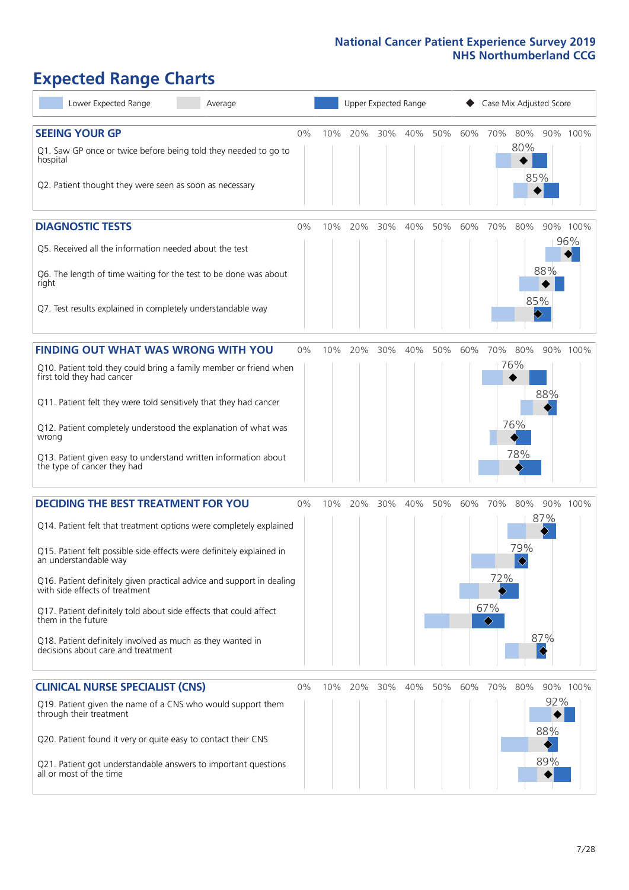# Expected Range Charts

Lower Expected Range | Average | Upper Expected Range | Case Mix Adjusted Score

## SEEING YOUR GP

| Question | Case Mix Adjusted Score |
|---|---|
| Q1. Saw GP once or twice before being told they needed to go to hospital | 80% |
| Q2. Patient thought they were seen as soon as necessary | 85% |

## DIAGNOSTIC TESTS

| Question | Case Mix Adjusted Score |
|---|---|
| Q5. Received all the information needed about the test | 96% |
| Q6. The length of time waiting for the test to be done was about right | 88% |
| Q7. Test results explained in completely understandable way | 85% |

## FINDING OUT WHAT WAS WRONG WITH YOU

| Question | Case Mix Adjusted Score |
|---|---|
| Q10. Patient told they could bring a family member or friend when first told they had cancer | 76% |
| Q11. Patient felt they were told sensitively that they had cancer | 88% |
| Q12. Patient completely understood the explanation of what was wrong | 76% |
| Q13. Patient given easy to understand written information about the type of cancer they had | 78% |

## DECIDING THE BEST TREATMENT FOR YOU

| Question | Case Mix Adjusted Score |
|---|---|
| Q14. Patient felt that treatment options were completely explained | 87% |
| Q15. Patient felt possible side effects were definitely explained in an understandable way | 79% |
| Q16. Patient definitely given practical advice and support in dealing with side effects of treatment | 72% |
| Q17. Patient definitely told about side effects that could affect them in the future | 67% |
| Q18. Patient definitely involved as much as they wanted in decisions about care and treatment | 87% |

## CLINICAL NURSE SPECIALIST (CNS)

| Question | Case Mix Adjusted Score |
|---|---|
| Q19. Patient given the name of a CNS who would support them through their treatment | 92% |
| Q20. Patient found it very or quite easy to contact their CNS | 88% |
| Q21. Patient got understandable answers to important questions all or most of the time | 89% |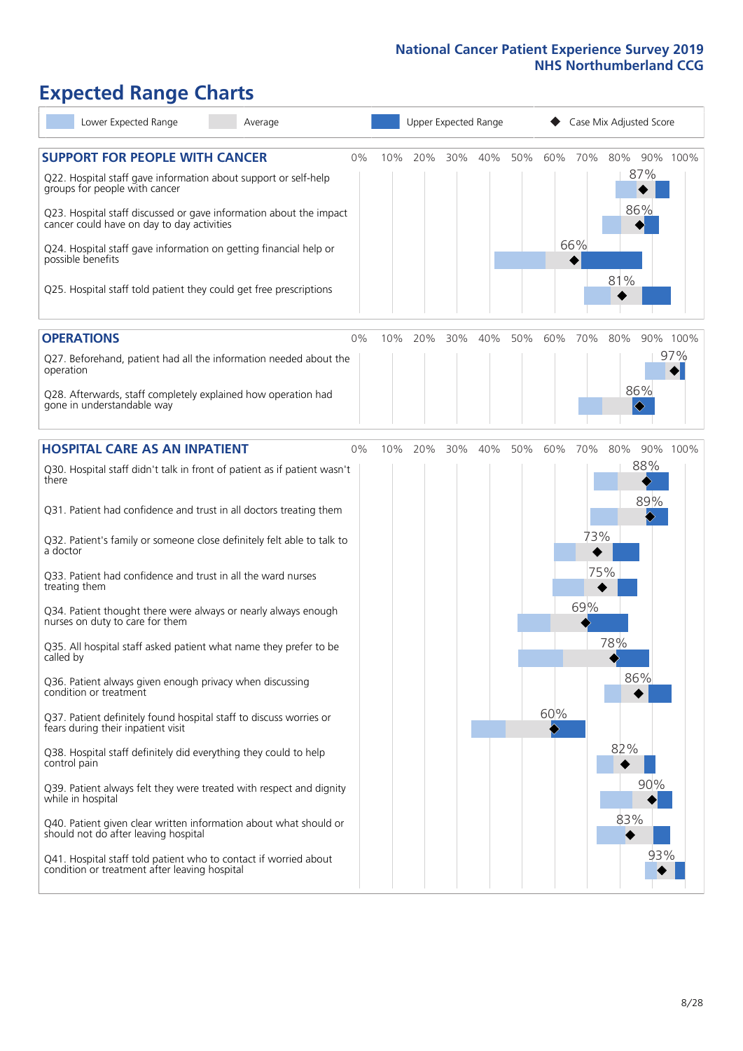National Cancer Patient Experience Survey 2019
NHS Northumberland CCG

# Expected Range Charts

Lower Expected Range | Average | Upper Expected Range | Case Mix Adjusted Score

## SUPPORT FOR PEOPLE WITH CANCER

| Question | Case Mix Adjusted Score |
|---|---|
| Q22. Hospital staff gave information about support or self-help groups for people with cancer | 87% |
| Q23. Hospital staff discussed or gave information about the impact cancer could have on day to day activities | 86% |
| Q24. Hospital staff gave information on getting financial help or possible benefits | 66% |
| Q25. Hospital staff told patient they could get free prescriptions | 81% |

## OPERATIONS

| Question | Case Mix Adjusted Score |
|---|---|
| Q27. Beforehand, patient had all the information needed about the operation | 97% |
| Q28. Afterwards, staff completely explained how operation had gone in understandable way | 86% |

## HOSPITAL CARE AS AN INPATIENT

| Question | Case Mix Adjusted Score |
|---|---|
| Q30. Hospital staff didn't talk in front of patient as if patient wasn't there | 88% |
| Q31. Patient had confidence and trust in all doctors treating them | 89% |
| Q32. Patient's family or someone close definitely felt able to talk to a doctor | 73% |
| Q33. Patient had confidence and trust in all the ward nurses treating them | 75% |
| Q34. Patient thought there were always or nearly always enough nurses on duty to care for them | 69% |
| Q35. All hospital staff asked patient what name they prefer to be called by | 78% |
| Q36. Patient always given enough privacy when discussing condition or treatment | 86% |
| Q37. Patient definitely found hospital staff to discuss worries or fears during their inpatient visit | 60% |
| Q38. Hospital staff definitely did everything they could to help control pain | 82% |
| Q39. Patient always felt they were treated with respect and dignity while in hospital | 90% |
| Q40. Patient given clear written information about what should or should not do after leaving hospital | 83% |
| Q41. Hospital staff told patient who to contact if worried about condition or treatment after leaving hospital | 93% |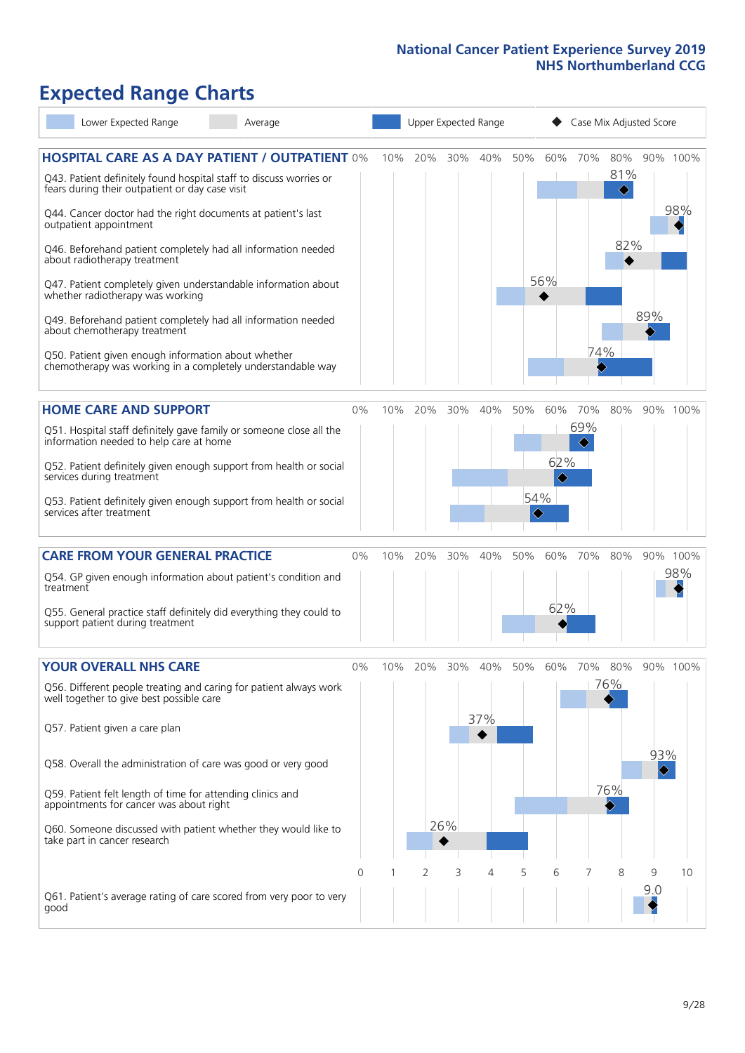# Expected Range Charts

Lower Expected Range | Average | Upper Expected Range | Case Mix Adjusted Score

## HOSPITAL CARE AS A DAY PATIENT / OUTPATIENT

| Question | Case Mix Adjusted Score |
|---|---|
| Q43. Patient definitely found hospital staff to discuss worries or fears during their outpatient or day case visit | 81% |
| Q44. Cancer doctor had the right documents at patient's last outpatient appointment | 98% |
| Q46. Beforehand patient completely had all information needed about radiotherapy treatment | 82% |
| Q47. Patient completely given understandable information about whether radiotherapy treatment was working | 56% |
| Q49. Beforehand patient completely had all information needed about chemotherapy treatment | 89% |
| Q50. Patient given enough information about whether chemotherapy was working in a completely understandable way | 74% |

## HOME CARE AND SUPPORT

| Question | Case Mix Adjusted Score |
|---|---|
| Q51. Hospital staff definitely gave family or someone close all the information needed to help care at home | 69% |
| Q52. Patient definitely given enough support from health or social services during treatment | 62% |
| Q53. Patient definitely given enough support from health or social services after treatment | 54% |

## CARE FROM YOUR GENERAL PRACTICE

| Question | Case Mix Adjusted Score |
|---|---|
| Q54. GP given enough information about patient's condition and treatment | 98% |
| Q55. General practice staff definitely did everything they could to support patient during treatment | 62% |

## YOUR OVERALL NHS CARE

| Question | Case Mix Adjusted Score |
|---|---|
| Q56. Different people treating and caring for patient always work well together to give best possible care | 76% |
| Q57. Patient given a care plan | 37% |
| Q58. Overall the administration of care was good or very good | 93% |
| Q59. Patient felt length of time for attending clinics and appointments for cancer was about right | 76% |
| Q60. Someone discussed with patient whether they would like to take part in cancer research | 26% |
| Q61. Patient's average rating of care scored from very poor to very good | 9.0 |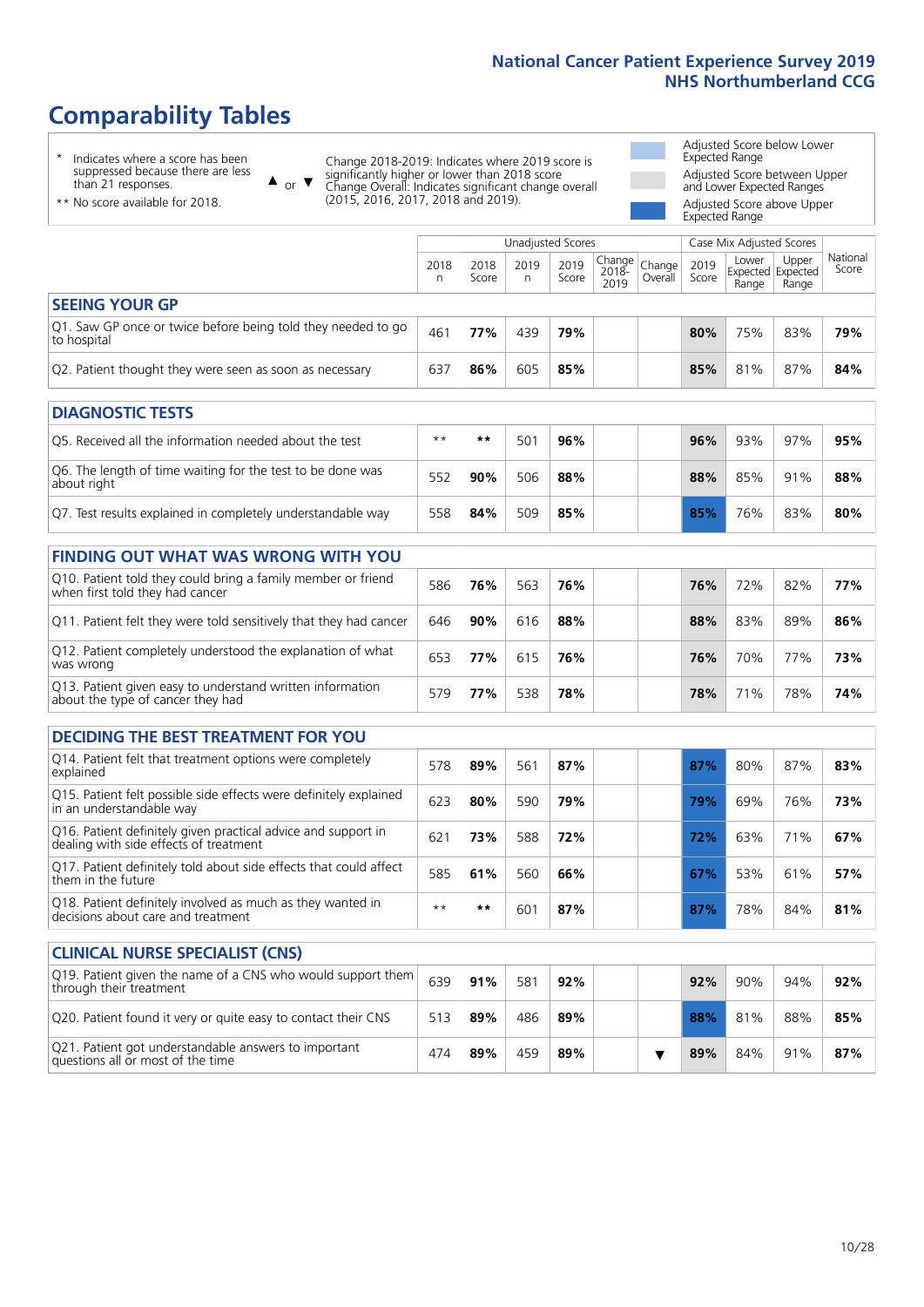# Comparability Tables

\* Indicates where a score has been suppressed because there are less than 21 responses.

\*\* No score available for 2018.

▲ or ▼ Change 2018-2019: Indicates where 2019 score is significantly higher or lower than 2018 score. Change Overall: Indicates significant change overall (2015, 2016, 2017, 2018 and 2019).

- Adjusted Score below Lower Expected Range
- Adjusted Score between Upper and Lower Expected Ranges
- Adjusted Score above Upper Expected Range

| | Unadjusted Scores | | | | | | Case Mix Adjusted Scores | | | |
|---|---|---|---|---|---|---|---|---|---|---|
| | 2018 n | 2018 Score | 2019 n | 2019 Score | Change 2018-2019 | Change Overall | 2019 Score | Lower Expected Range | Upper Expected Range | National Score |
| **SEEING YOUR GP** | | | | | | | | | | |
| Q1. Saw GP once or twice before being told they needed to go to hospital | 461 | **77%** | 439 | **79%** | | | **80%** | 75% | 83% | **79%** |
| Q2. Patient thought they were seen as soon as necessary | 637 | **86%** | 605 | **85%** | | | **85%** | 81% | 87% | **84%** |
| **DIAGNOSTIC TESTS** | | | | | | | | | | |
| Q5. Received all the information needed about the test | \*\* | **\*\*** | 501 | **96%** | | | **96%** | 93% | 97% | **95%** |
| Q6. The length of time waiting for the test to be done was about right | 552 | **90%** | 506 | **88%** | | | **88%** | 85% | 91% | **88%** |
| Q7. Test results explained in completely understandable way | 558 | **84%** | 509 | **85%** | | | **85%** | 76% | 83% | **80%** |
| **FINDING OUT WHAT WAS WRONG WITH YOU** | | | | | | | | | | |
| Q10. Patient told they could bring a family member or friend when first told they had cancer | 586 | **76%** | 563 | **76%** | | | **76%** | 72% | 82% | **77%** |
| Q11. Patient felt they were told sensitively that they had cancer | 646 | **90%** | 616 | **88%** | | | **88%** | 83% | 89% | **86%** |
| Q12. Patient completely understood the explanation of what was wrong | 653 | **77%** | 615 | **76%** | | | **76%** | 70% | 77% | **73%** |
| Q13. Patient given easy to understand written information about the type of cancer they had | 579 | **77%** | 538 | **78%** | | | **78%** | 71% | 78% | **74%** |
| **DECIDING THE BEST TREATMENT FOR YOU** | | | | | | | | | | |
| Q14. Patient felt that treatment options were completely explained | 578 | **89%** | 561 | **87%** | | | **87%** | 80% | 87% | **83%** |
| Q15. Patient felt possible side effects were definitely explained in an understandable way | 623 | **80%** | 590 | **79%** | | | **79%** | 69% | 76% | **73%** |
| Q16. Patient definitely given practical advice and support in dealing with side effects of treatment | 621 | **73%** | 588 | **72%** | | | **72%** | 63% | 71% | **67%** |
| Q17. Patient definitely told about side effects that could affect them in the future | 585 | **61%** | 560 | **66%** | | | **67%** | 53% | 61% | **57%** |
| Q18. Patient definitely involved as much as they wanted in decisions about care and treatment | \*\* | **\*\*** | 601 | **87%** | | | **87%** | 78% | 84% | **81%** |
| **CLINICAL NURSE SPECIALIST (CNS)** | | | | | | | | | | |
| Q19. Patient given the name of a CNS who would support them through their treatment | 639 | **91%** | 581 | **92%** | | | **92%** | 90% | 94% | **92%** |
| Q20. Patient found it very or quite easy to contact their CNS | 513 | **89%** | 486 | **89%** | | | **88%** | 81% | 88% | **85%** |
| Q21. Patient got understandable answers to important questions all or most of the time | 474 | **89%** | 459 | **89%** | | ▼ | **89%** | 84% | 91% | **87%** |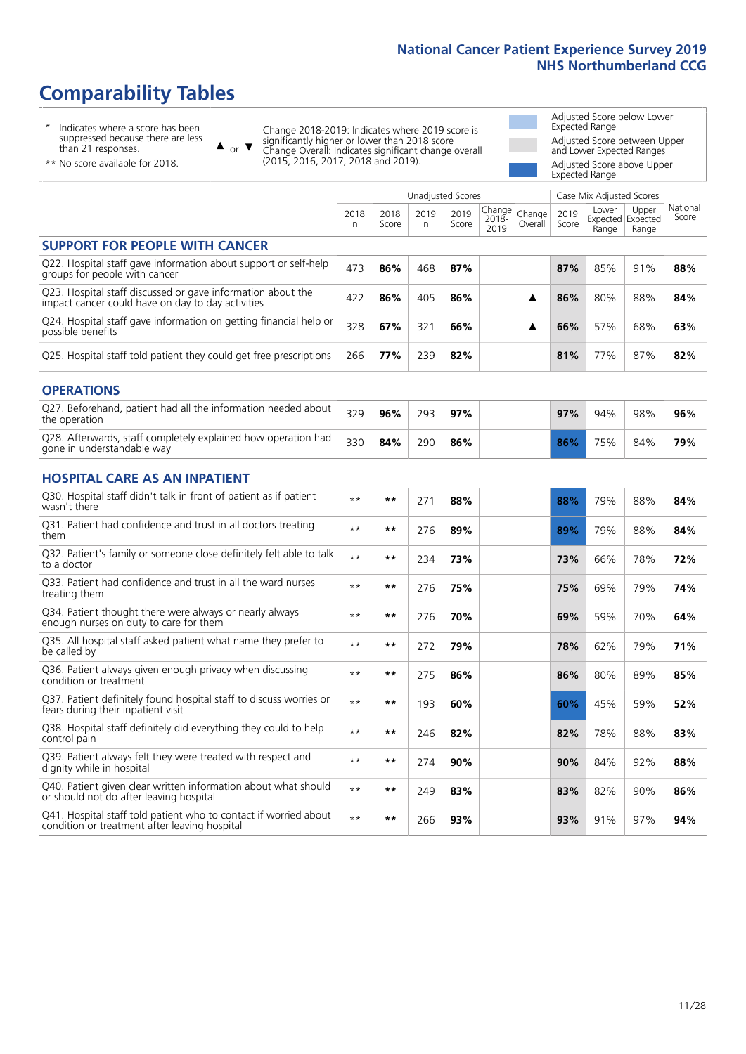# Comparability Tables

- \* Indicates where a score has been suppressed because there are less than 21 responses.
- \*\* No score available for 2018.

▲ or ▼ Change 2018-2019: Indicates where 2019 score is significantly higher or lower than 2018 score. Change Overall: Indicates significant change overall (2015, 2016, 2017, 2018 and 2019).

- Adjusted Score below Lower Expected Range
- Adjusted Score between Upper and Lower Expected Ranges
- Adjusted Score above Upper Expected Range

| | Unadjusted Scores | | | | | | Case Mix Adjusted Scores | | | |
|---|---|---|---|---|---|---|---|---|---|---|
| | 2018 n | 2018 Score | 2019 n | 2019 Score | Change 2018-2019 | Change Overall | 2019 Score | Lower Expected Range | Upper Expected Range | National Score |
| **SUPPORT FOR PEOPLE WITH CANCER** | | | | | | | | | | |
| Q22. Hospital staff gave information about support or self-help groups for people with cancer | 473 | **86%** | 468 | **87%** | | | **87%** | 85% | 91% | **88%** |
| Q23. Hospital staff discussed or gave information about the impact cancer could have on day to day activities | 422 | **86%** | 405 | **86%** | | ▲ | **86%** | 80% | 88% | **84%** |
| Q24. Hospital staff gave information on getting financial help or possible benefits | 328 | **67%** | 321 | **66%** | | ▲ | **66%** | 57% | 68% | **63%** |
| Q25. Hospital staff told patient they could get free prescriptions | 266 | **77%** | 239 | **82%** | | | **81%** | 77% | 87% | **82%** |
| **OPERATIONS** | | | | | | | | | | |
| Q27. Beforehand, patient had all the information needed about the operation | 329 | **96%** | 293 | **97%** | | | **97%** | 94% | 98% | **96%** |
| Q28. Afterwards, staff completely explained how operation had gone in understandable way | 330 | **84%** | 290 | **86%** | | | **86%** | 75% | 84% | **79%** |
| **HOSPITAL CARE AS AN INPATIENT** | | | | | | | | | | |
| Q30. Hospital staff didn't talk in front of patient as if patient wasn't there | ** | ** | 271 | **88%** | | | **88%** | 79% | 88% | **84%** |
| Q31. Patient had confidence and trust in all doctors treating them | ** | ** | 276 | **89%** | | | **89%** | 79% | 88% | **84%** |
| Q32. Patient's family or someone close definitely felt able to talk to a doctor | ** | ** | 234 | **73%** | | | **73%** | 66% | 78% | **72%** |
| Q33. Patient had confidence and trust in all the ward nurses treating them | ** | ** | 276 | **75%** | | | **75%** | 69% | 79% | **74%** |
| Q34. Patient thought there were always or nearly always enough nurses on duty to care for them | ** | ** | 276 | **70%** | | | **69%** | 59% | 70% | **64%** |
| Q35. All hospital staff asked patient what name they prefer to be called by | ** | ** | 272 | **79%** | | | **78%** | 62% | 79% | **71%** |
| Q36. Patient always given enough privacy when discussing condition or treatment | ** | ** | 275 | **86%** | | | **86%** | 80% | 89% | **85%** |
| Q37. Patient definitely found hospital staff to discuss worries or fears during their inpatient visit | ** | ** | 193 | **60%** | | | **60%** | 45% | 59% | **52%** |
| Q38. Hospital staff definitely did everything they could to help control pain | ** | ** | 246 | **82%** | | | **82%** | 78% | 88% | **83%** |
| Q39. Patient always felt they were treated with respect and dignity while in hospital | ** | ** | 274 | **90%** | | | **90%** | 84% | 92% | **88%** |
| Q40. Patient given clear written information about what should or should not do after leaving hospital | ** | ** | 249 | **83%** | | | **83%** | 82% | 90% | **86%** |
| Q41. Hospital staff told patient who to contact if worried about condition or treatment after leaving hospital | ** | ** | 266 | **93%** | | | **93%** | 91% | 97% | **94%** |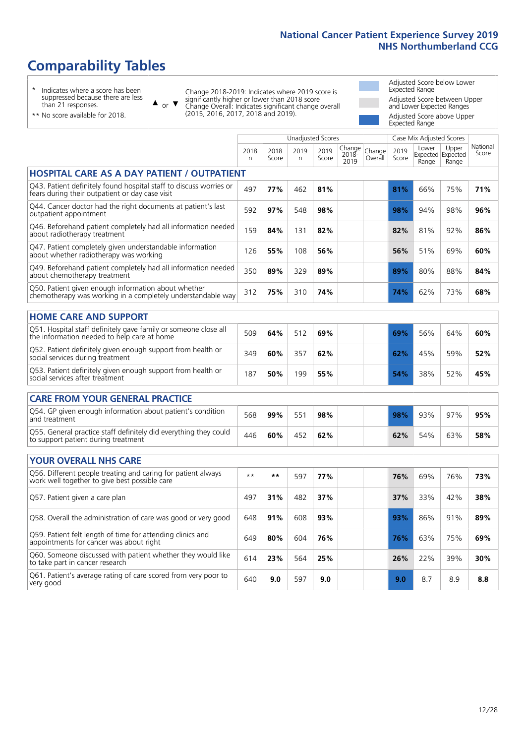# Comparability Tables

- \* Indicates where a score has been suppressed because there are less than 21 responses.
- \*\* No score available for 2018.

▲ or ▼ Change 2018-2019: Indicates where 2019 score is significantly higher or lower than 2018 score. Change Overall: Indicates significant change overall (2015, 2016, 2017, 2018 and 2019).

- Adjusted Score below Lower Expected Range
- Adjusted Score between Upper and Lower Expected Ranges
- Adjusted Score above Upper Expected Range

| | Unadjusted Scores | | | | | | Case Mix Adjusted Scores | | | |
|---|---|---|---|---|---|---|---|---|---|---|
| | 2018 n | 2018 Score | 2019 n | 2019 Score | Change 2018-2019 | Change Overall | 2019 Score | Lower Expected Range | Upper Expected Range | National Score |
| **HOSPITAL CARE AS A DAY PATIENT / OUTPATIENT** | | | | | | | | | | |
| Q43. Patient definitely found hospital staff to discuss worries or fears during their outpatient or day case visit | 497 | 77% | 462 | 81% | | | 81% | 66% | 75% | 71% |
| Q44. Cancer doctor had the right documents at patient's last outpatient appointment | 592 | 97% | 548 | 98% | | | 98% | 94% | 98% | 96% |
| Q46. Beforehand patient completely had all information needed about radiotherapy treatment | 159 | 84% | 131 | 82% | | | 82% | 81% | 92% | 86% |
| Q47. Patient completely given understandable information about whether radiotherapy was working | 126 | 55% | 108 | 56% | | | 56% | 51% | 69% | 60% |
| Q49. Beforehand patient completely had all information needed about chemotherapy treatment | 350 | 89% | 329 | 89% | | | 89% | 80% | 88% | 84% |
| Q50. Patient given enough information about whether chemotherapy was working in a completely understandable way | 312 | 75% | 310 | 74% | | | 74% | 62% | 73% | 68% |
| **HOME CARE AND SUPPORT** | | | | | | | | | | |
| Q51. Hospital staff definitely gave family or someone close all the information needed to help care at home | 509 | 64% | 512 | 69% | | | 69% | 56% | 64% | 60% |
| Q52. Patient definitely given enough support from health or social services during treatment | 349 | 60% | 357 | 62% | | | 62% | 45% | 59% | 52% |
| Q53. Patient definitely given enough support from health or social services after treatment | 187 | 50% | 199 | 55% | | | 54% | 38% | 52% | 45% |
| **CARE FROM YOUR GENERAL PRACTICE** | | | | | | | | | | |
| Q54. GP given enough information about patient's condition and treatment | 568 | 99% | 551 | 98% | | | 98% | 93% | 97% | 95% |
| Q55. General practice staff definitely did everything they could to support patient during treatment | 446 | 60% | 452 | 62% | | | 62% | 54% | 63% | 58% |
| **YOUR OVERALL NHS CARE** | | | | | | | | | | |
| Q56. Different people treating and caring for patient always work well together to give best possible care | ** | ** | 597 | 77% | | | 76% | 69% | 76% | 73% |
| Q57. Patient given a care plan | 497 | 31% | 482 | 37% | | | 37% | 33% | 42% | 38% |
| Q58. Overall the administration of care was good or very good | 648 | 91% | 608 | 93% | | | 93% | 86% | 91% | 89% |
| Q59. Patient felt length of time for attending clinics and appointments for cancer was about right | 649 | 80% | 604 | 76% | | | 76% | 63% | 75% | 69% |
| Q60. Someone discussed with patient whether they would like to take part in cancer research | 614 | 23% | 564 | 25% | | | 26% | 22% | 39% | 30% |
| Q61. Patient's average rating of care scored from very poor to very good | 640 | 9.0 | 597 | 9.0 | | | 9.0 | 8.7 | 8.9 | 8.8 |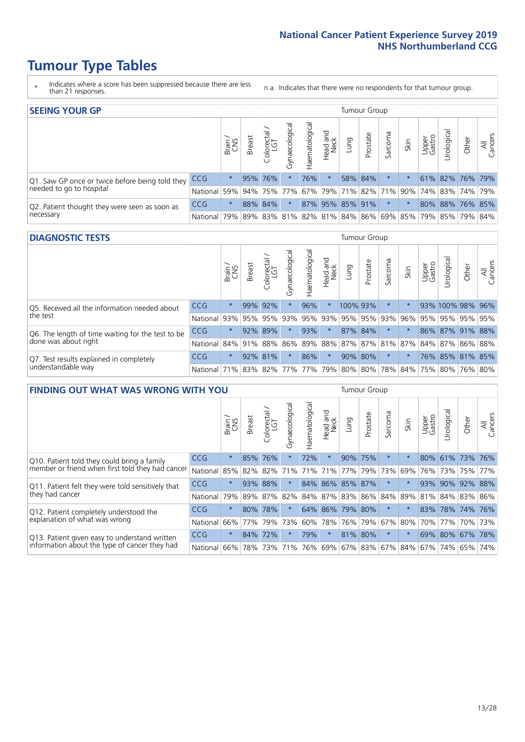# Tumour Type Tables

\* Indicates where a score has been suppressed because there are less than 21 responses.

n.a. Indicates that there were no respondents for that tumour group.

## SEEING YOUR GP

| | | Brain / CNS | Breast | Colorectal / LGT | Gynaecological | Haematological | Head and Neck | Lung | Prostate | Sarcoma | Skin | Upper Gastro | Urological | Other | All Cancers |
|---|---|---|---|---|---|---|---|---|---|---|---|---|---|---|---|
| Q1. Saw GP once or twice before being told they needed to go to hospital | CCG | * | 95% | 76% | * | 76% | * | 58% | 84% | * | * | 61% | 82% | 76% | 79% |
| | National | 59% | 94% | 75% | 77% | 67% | 79% | 71% | 82% | 71% | 90% | 74% | 83% | 74% | 79% |
| Q2. Patient thought they were seen as soon as necessary | CCG | * | 88% | 84% | * | 87% | 95% | 85% | 91% | * | * | 80% | 88% | 76% | 85% |
| | National | 79% | 89% | 83% | 81% | 82% | 81% | 84% | 86% | 69% | 85% | 79% | 85% | 79% | 84% |

## DIAGNOSTIC TESTS

| | | Brain / CNS | Breast | Colorectal / LGT | Gynaecological | Haematological | Head and Neck | Lung | Prostate | Sarcoma | Skin | Upper Gastro | Urological | Other | All Cancers |
|---|---|---|---|---|---|---|---|---|---|---|---|---|---|---|---|
| Q5. Received all the information needed about the test | CCG | * | 99% | 92% | * | 96% | * | 100% | 93% | * | * | 93% | 100% | 98% | 96% |
| | National | 93% | 95% | 95% | 93% | 95% | 93% | 95% | 95% | 93% | 96% | 95% | 95% | 95% | 95% |
| Q6. The length of time waiting for the test to be done was about right | CCG | * | 92% | 89% | * | 93% | * | 87% | 84% | * | * | 86% | 87% | 91% | 88% |
| | National | 84% | 91% | 88% | 86% | 89% | 88% | 87% | 87% | 81% | 87% | 84% | 87% | 86% | 88% |
| Q7. Test results explained in completely understandable way | CCG | * | 92% | 81% | * | 86% | * | 90% | 80% | * | * | 76% | 85% | 81% | 85% |
| | National | 71% | 83% | 82% | 77% | 77% | 79% | 80% | 80% | 78% | 84% | 75% | 80% | 76% | 80% |

## FINDING OUT WHAT WAS WRONG WITH YOU

| | | Brain / CNS | Breast | Colorectal / LGT | Gynaecological | Haematological | Head and Neck | Lung | Prostate | Sarcoma | Skin | Upper Gastro | Urological | Other | All Cancers |
|---|---|---|---|---|---|---|---|---|---|---|---|---|---|---|---|
| Q10. Patient told they could bring a family member or friend when first told they had cancer | CCG | * | 85% | 76% | * | 72% | * | 90% | 75% | * | * | 80% | 61% | 73% | 76% |
| | National | 85% | 82% | 82% | 71% | 71% | 71% | 77% | 79% | 73% | 69% | 76% | 73% | 75% | 77% |
| Q11. Patient felt they were told sensitively that they had cancer | CCG | * | 93% | 88% | * | 84% | 86% | 85% | 87% | * | * | 93% | 90% | 92% | 88% |
| | National | 79% | 89% | 87% | 82% | 84% | 87% | 83% | 86% | 84% | 89% | 81% | 84% | 83% | 86% |
| Q12. Patient completely understood the explanation of what was wrong | CCG | * | 80% | 78% | * | 64% | 86% | 79% | 80% | * | * | 83% | 78% | 74% | 76% |
| | National | 66% | 77% | 79% | 73% | 60% | 78% | 76% | 79% | 67% | 80% | 70% | 77% | 70% | 73% |
| Q13. Patient given easy to understand written information about the type of cancer they had | CCG | * | 84% | 72% | * | 79% | * | 81% | 80% | * | * | 69% | 80% | 67% | 78% |
| | National | 66% | 78% | 73% | 71% | 76% | 69% | 67% | 83% | 67% | 84% | 67% | 74% | 65% | 74% |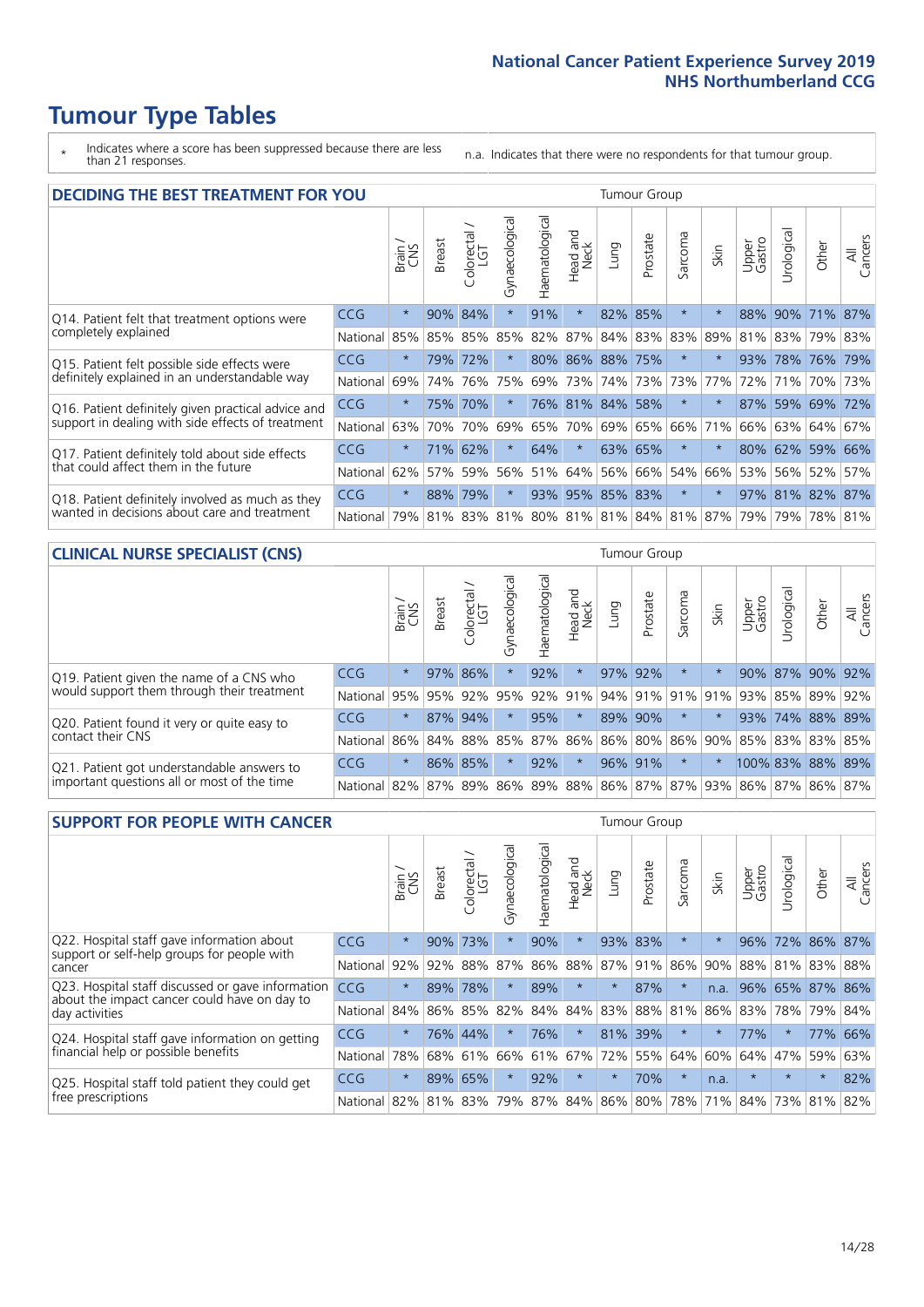# Tumour Type Tables

\* Indicates where a score has been suppressed because there are less than 21 responses.

n.a. Indicates that there were no respondents for that tumour group.

## DECIDING THE BEST TREATMENT FOR YOU

| | | Brain / CNS | Breast | Colorectal / LGT | Gynaecological | Haematological | Head and Neck | Lung | Prostate | Sarcoma | Skin | Upper Gastro | Urological | Other | All Cancers |
|---|---|---|---|---|---|---|---|---|---|---|---|---|---|---|---|
| Q14. Patient felt that treatment options were completely explained | CCG | * | 90% | 84% | * | 91% | * | 82% | 85% | * | * | 88% | 90% | 71% | 87% |
| | National | 85% | 85% | 85% | 85% | 82% | 87% | 84% | 83% | 83% | 89% | 81% | 83% | 79% | 83% |
| Q15. Patient felt possible side effects were definitely explained in an understandable way | CCG | * | 79% | 72% | * | 80% | 86% | 88% | 75% | * | * | 93% | 78% | 76% | 79% |
| | National | 69% | 74% | 76% | 75% | 69% | 73% | 74% | 73% | 73% | 77% | 72% | 71% | 70% | 73% |
| Q16. Patient definitely given practical advice and support in dealing with side effects of treatment | CCG | * | 75% | 70% | * | 76% | 81% | 84% | 58% | * | * | 87% | 59% | 69% | 72% |
| | National | 63% | 70% | 70% | 69% | 65% | 70% | 69% | 65% | 66% | 71% | 66% | 63% | 64% | 67% |
| Q17. Patient definitely told about side effects that could affect them in the future | CCG | * | 71% | 62% | * | 64% | * | 63% | 65% | * | * | 80% | 62% | 59% | 66% |
| | National | 62% | 57% | 59% | 56% | 51% | 64% | 56% | 66% | 54% | 66% | 53% | 56% | 52% | 57% |
| Q18. Patient definitely involved as much as they wanted in decisions about care and treatment | CCG | * | 88% | 79% | * | 93% | 95% | 85% | 83% | * | * | 97% | 81% | 82% | 87% |
| | National | 79% | 81% | 83% | 81% | 80% | 81% | 81% | 84% | 81% | 87% | 79% | 79% | 78% | 81% |

## CLINICAL NURSE SPECIALIST (CNS)

| | | Brain / CNS | Breast | Colorectal / LGT | Gynaecological | Haematological | Head and Neck | Lung | Prostate | Sarcoma | Skin | Upper Gastro | Urological | Other | All Cancers |
|---|---|---|---|---|---|---|---|---|---|---|---|---|---|---|---|
| Q19. Patient given the name of a CNS who would support them through their treatment | CCG | * | 97% | 86% | * | 92% | * | 97% | 92% | * | * | 90% | 87% | 90% | 92% |
| | National | 95% | 95% | 92% | 95% | 92% | 91% | 94% | 91% | 91% | 91% | 93% | 85% | 89% | 92% |
| Q20. Patient found it very or quite easy to contact their CNS | CCG | * | 87% | 94% | * | 95% | * | 89% | 90% | * | * | 93% | 74% | 88% | 89% |
| | National | 86% | 84% | 88% | 85% | 87% | 86% | 86% | 80% | 86% | 90% | 85% | 83% | 83% | 85% |
| Q21. Patient got understandable answers to important questions all or most of the time | CCG | * | 86% | 85% | * | 92% | * | 96% | 91% | * | * | 100% | 83% | 88% | 89% |
| | National | 82% | 87% | 89% | 86% | 89% | 88% | 86% | 87% | 87% | 93% | 86% | 87% | 86% | 87% |

## SUPPORT FOR PEOPLE WITH CANCER

| | | Brain / CNS | Breast | Colorectal / LGT | Gynaecological | Haematological | Head and Neck | Lung | Prostate | Sarcoma | Skin | Upper Gastro | Urological | Other | All Cancers |
|---|---|---|---|---|---|---|---|---|---|---|---|---|---|---|---|
| Q22. Hospital staff gave information about support or self-help groups for people with cancer | CCG | * | 90% | 73% | * | 90% | * | 93% | 83% | * | * | 96% | 72% | 86% | 87% |
| | National | 92% | 92% | 88% | 87% | 86% | 88% | 87% | 91% | 86% | 90% | 88% | 81% | 83% | 88% |
| Q23. Hospital staff discussed or gave information about the impact cancer could have on day to day activities | CCG | * | 89% | 78% | * | 89% | * | * | 87% | * | n.a. | 96% | 65% | 87% | 86% |
| | National | 84% | 86% | 85% | 82% | 84% | 84% | 83% | 88% | 81% | 86% | 83% | 78% | 79% | 84% |
| Q24. Hospital staff gave information on getting financial help or possible benefits | CCG | * | 76% | 44% | * | 76% | * | 81% | 39% | * | * | 77% | * | 77% | 66% |
| | National | 78% | 68% | 61% | 66% | 61% | 67% | 72% | 55% | 64% | 60% | 64% | 47% | 59% | 63% |
| Q25. Hospital staff told patient they could get free prescriptions | CCG | * | 89% | 65% | * | 92% | * | * | 70% | * | n.a. | * | * | * | 82% |
| | National | 82% | 81% | 83% | 79% | 87% | 84% | 86% | 80% | 78% | 71% | 84% | 73% | 81% | 82% |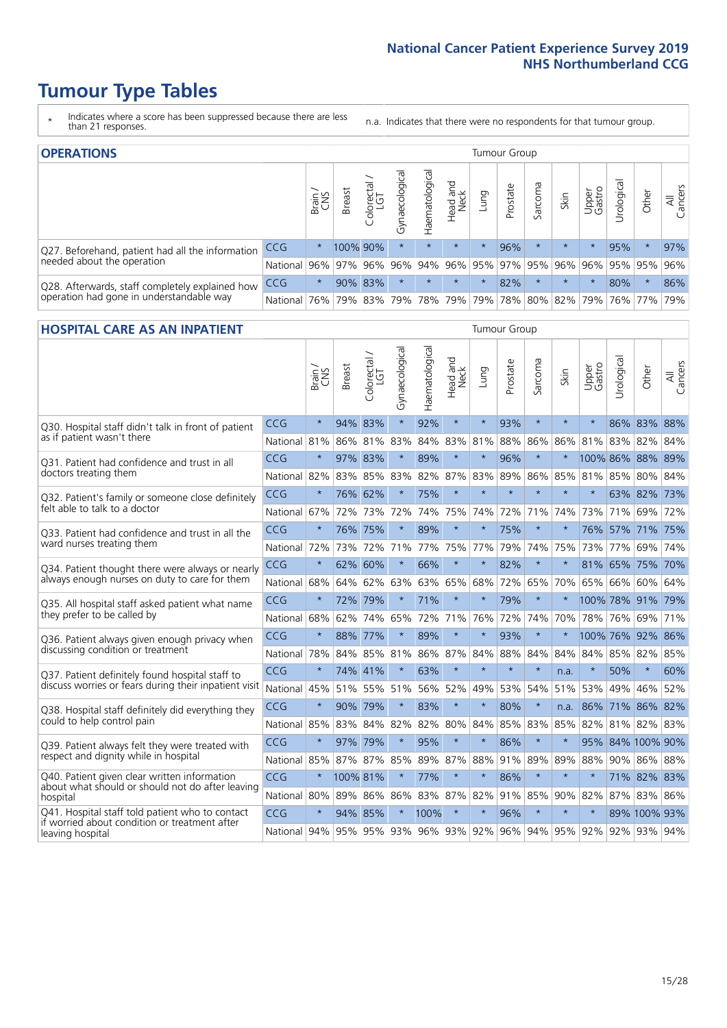# Tumour Type Tables

\* Indicates where a score has been suppressed because there are less than 21 responses.

n.a. Indicates that there were no respondents for that tumour group.

## OPERATIONS

| | | Brain / CNS | Breast | Colorectal / LGT | Gynaecological | Haematological | Head and Neck | Lung | Prostate | Sarcoma | Skin | Upper Gastro | Urological | Other | All Cancers |
|---|---|---|---|---|---|---|---|---|---|---|---|---|---|---|---|
| Q27. Beforehand, patient had all the information needed about the operation | CCG | * | 100% | 90% | * | * | * | * | 96% | * | * | * | 95% | * | 97% |
| | National | 96% | 97% | 96% | 96% | 94% | 96% | 95% | 97% | 95% | 96% | 96% | 95% | 95% | 96% |
| Q28. Afterwards, staff completely explained how operation had gone in understandable way | CCG | * | 90% | 83% | * | * | * | * | 82% | * | * | * | 80% | * | 86% |
| | National | 76% | 79% | 83% | 79% | 78% | 79% | 79% | 78% | 80% | 82% | 79% | 76% | 77% | 79% |

## HOSPITAL CARE AS AN INPATIENT

| | | Brain / CNS | Breast | Colorectal / LGT | Gynaecological | Haematological | Head and Neck | Lung | Prostate | Sarcoma | Skin | Upper Gastro | Urological | Other | All Cancers |
|---|---|---|---|---|---|---|---|---|---|---|---|---|---|---|---|
| Q30. Hospital staff didn't talk in front of patient as if patient wasn't there | CCG | * | 94% | 83% | * | 92% | * | * | 93% | * | * | * | 86% | 83% | 88% |
| | National | 81% | 86% | 81% | 83% | 84% | 83% | 81% | 88% | 86% | 86% | 81% | 83% | 82% | 84% |
| Q31. Patient had confidence and trust in all doctors treating them | CCG | * | 97% | 83% | * | 89% | * | * | 96% | * | * | 100% | 86% | 88% | 89% |
| | National | 82% | 83% | 85% | 83% | 82% | 87% | 83% | 89% | 86% | 85% | 81% | 85% | 80% | 84% |
| Q32. Patient's family or someone close definitely felt able to talk to a doctor | CCG | * | 76% | 62% | * | 75% | * | * | * | * | * | * | 63% | 82% | 73% |
| | National | 67% | 72% | 73% | 72% | 74% | 75% | 74% | 72% | 71% | 74% | 73% | 71% | 69% | 72% |
| Q33. Patient had confidence and trust in all the ward nurses treating them | CCG | * | 76% | 75% | * | 89% | * | * | 75% | * | * | 76% | 57% | 71% | 75% |
| | National | 72% | 73% | 72% | 71% | 77% | 75% | 77% | 79% | 74% | 75% | 73% | 77% | 69% | 74% |
| Q34. Patient thought there were always or nearly always enough nurses on duty to care for them | CCG | * | 62% | 60% | * | 66% | * | * | 82% | * | * | 81% | 65% | 75% | 70% |
| | National | 68% | 64% | 62% | 63% | 63% | 65% | 68% | 72% | 65% | 70% | 65% | 66% | 60% | 64% |
| Q35. All hospital staff asked patient what name they prefer to be called by | CCG | * | 72% | 79% | * | 71% | * | * | 79% | * | * | 100% | 78% | 91% | 79% |
| | National | 68% | 62% | 74% | 65% | 72% | 71% | 76% | 72% | 74% | 70% | 78% | 76% | 69% | 71% |
| Q36. Patient always given enough privacy when discussing condition or treatment | CCG | * | 88% | 77% | * | 89% | * | * | 93% | * | * | 100% | 76% | 92% | 86% |
| | National | 78% | 84% | 85% | 81% | 86% | 87% | 84% | 88% | 84% | 84% | 84% | 85% | 82% | 85% |
| Q37. Patient definitely found hospital staff to discuss worries or fears during their inpatient visit | CCG | * | 74% | 41% | * | 63% | * | * | * | * | n.a. | * | 50% | * | 60% |
| | National | 45% | 51% | 55% | 51% | 56% | 52% | 49% | 53% | 54% | 51% | 53% | 49% | 46% | 52% |
| Q38. Hospital staff definitely did everything they could to help control pain | CCG | * | 90% | 79% | * | 83% | * | * | 80% | * | n.a. | 86% | 71% | 86% | 82% |
| | National | 85% | 83% | 84% | 82% | 82% | 80% | 84% | 85% | 83% | 85% | 82% | 81% | 82% | 83% |
| Q39. Patient always felt they were treated with respect and dignity while in hospital | CCG | * | 97% | 79% | * | 95% | * | * | 86% | * | * | 95% | 84% | 100% | 90% |
| | National | 85% | 87% | 87% | 85% | 89% | 87% | 88% | 91% | 89% | 89% | 88% | 90% | 86% | 88% |
| Q40. Patient given clear written information about what should or should not do after leaving hospital | CCG | * | 100% | 81% | * | 77% | * | * | 86% | * | * | * | 71% | 82% | 83% |
| | National | 80% | 89% | 86% | 86% | 83% | 87% | 82% | 91% | 85% | 90% | 82% | 87% | 83% | 86% |
| Q41. Hospital staff told patient who to contact if worried about condition or treatment after leaving hospital | CCG | * | 94% | 85% | * | 100% | * | * | 96% | * | * | * | 89% | 100% | 93% |
| | National | 94% | 95% | 95% | 93% | 96% | 93% | 92% | 96% | 94% | 95% | 92% | 92% | 93% | 94% |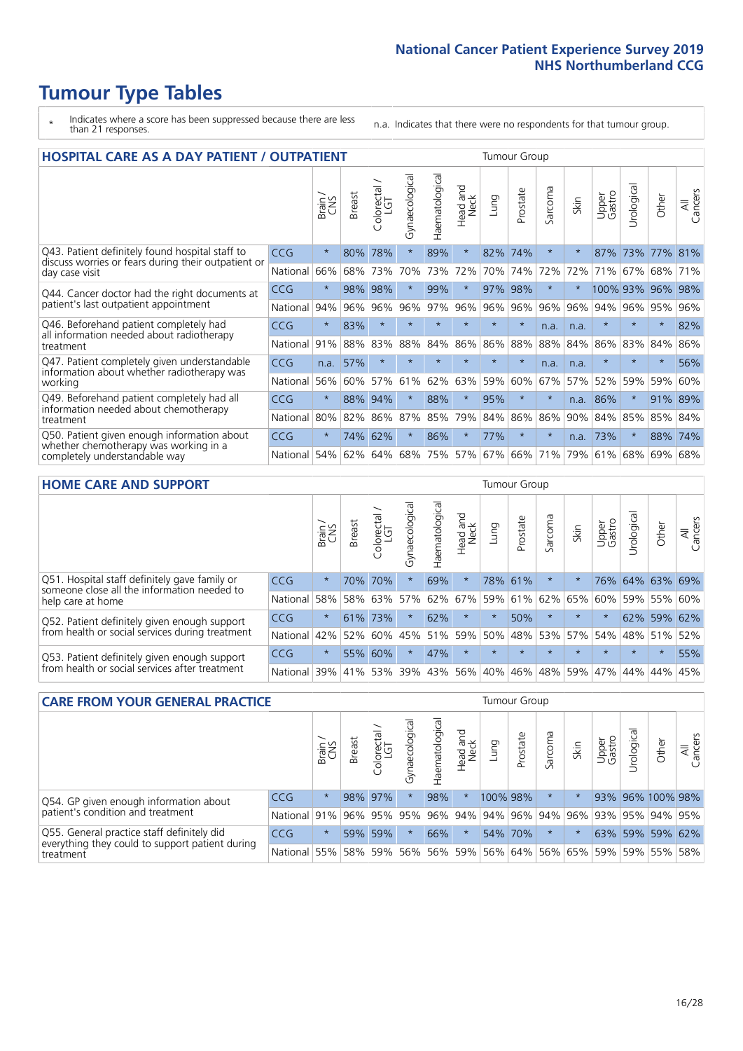# Tumour Type Tables

\* Indicates where a score has been suppressed because there are less than 21 responses.

n.a. Indicates that there were no respondents for that tumour group.

## HOSPITAL CARE AS A DAY PATIENT / OUTPATIENT

| | | Brain / CNS | Breast | Colorectal / LGT | Gynaecological | Haematological | Head and Neck | Lung | Prostate | Sarcoma | Skin | Upper Gastro | Urological | Other | All Cancers |
|---|---|---|---|---|---|---|---|---|---|---|---|---|---|---|---|
| Q43. Patient definitely found hospital staff to discuss worries or fears during their outpatient or day case visit | CCG | * | 80% | 78% | * | 89% | * | 82% | 74% | * | * | 87% | 73% | 77% | 81% |
| | National | 66% | 68% | 73% | 70% | 73% | 72% | 70% | 74% | 72% | 72% | 71% | 67% | 68% | 71% |
| Q44. Cancer doctor had the right documents at patient's last outpatient appointment | CCG | * | 98% | 98% | * | 99% | * | 97% | 98% | * | * | 100% | 93% | 96% | 98% |
| | National | 94% | 96% | 96% | 96% | 97% | 96% | 96% | 96% | 96% | 96% | 94% | 96% | 95% | 96% |
| Q46. Beforehand patient completely had all information needed about radiotherapy treatment | CCG | * | 83% | * | * | * | * | * | * | n.a. | n.a. | * | * | * | 82% |
| | National | 91% | 88% | 83% | 88% | 84% | 86% | 86% | 88% | 88% | 84% | 86% | 83% | 84% | 86% |
| Q47. Patient completely given understandable information about whether radiotherapy was working | CCG | n.a. | 57% | * | * | * | * | * | * | n.a. | n.a. | * | * | * | 56% |
| | National | 56% | 60% | 57% | 61% | 62% | 63% | 59% | 60% | 67% | 57% | 52% | 59% | 59% | 60% |
| Q49. Beforehand patient completely had all information needed about chemotherapy treatment | CCG | * | 88% | 94% | * | 88% | * | 95% | * | * | n.a. | 86% | * | 91% | 89% |
| | National | 80% | 82% | 86% | 87% | 85% | 79% | 84% | 86% | 86% | 90% | 84% | 85% | 85% | 84% |
| Q50. Patient given enough information about whether chemotherapy was working in a completely understandable way | CCG | * | 74% | 62% | * | 86% | * | 77% | * | * | n.a. | 73% | * | 88% | 74% |
| | National | 54% | 62% | 64% | 68% | 75% | 57% | 67% | 66% | 71% | 79% | 61% | 68% | 69% | 68% |

## HOME CARE AND SUPPORT

| | | Brain / CNS | Breast | Colorectal / LGT | Gynaecological | Haematological | Head and Neck | Lung | Prostate | Sarcoma | Skin | Upper Gastro | Urological | Other | All Cancers |
|---|---|---|---|---|---|---|---|---|---|---|---|---|---|---|---|
| Q51. Hospital staff definitely gave family or someone close all the information needed to help care at home | CCG | * | 70% | 70% | * | 69% | * | 78% | 61% | * | * | 76% | 64% | 63% | 69% |
| | National | 58% | 58% | 63% | 57% | 62% | 67% | 59% | 61% | 62% | 65% | 60% | 59% | 55% | 60% |
| Q52. Patient definitely given enough support from health or social services during treatment | CCG | * | 61% | 73% | * | 62% | * | * | 50% | * | * | * | 62% | 59% | 62% |
| | National | 42% | 52% | 60% | 45% | 51% | 59% | 50% | 48% | 53% | 57% | 54% | 48% | 51% | 52% |
| Q53. Patient definitely given enough support from health or social services after treatment | CCG | * | 55% | 60% | * | 47% | * | * | * | * | * | * | * | * | 55% |
| | National | 39% | 41% | 53% | 39% | 43% | 56% | 40% | 46% | 48% | 59% | 47% | 44% | 44% | 45% |

## CARE FROM YOUR GENERAL PRACTICE

| | | Brain / CNS | Breast | Colorectal / LGT | Gynaecological | Haematological | Head and Neck | Lung | Prostate | Sarcoma | Skin | Upper Gastro | Urological | Other | All Cancers |
|---|---|---|---|---|---|---|---|---|---|---|---|---|---|---|---|
| Q54. GP given enough information about patient's condition and treatment | CCG | * | 98% | 97% | * | 98% | * | 100% | 98% | * | * | 93% | 96% | 100% | 98% |
| | National | 91% | 96% | 95% | 95% | 96% | 94% | 94% | 96% | 94% | 96% | 93% | 95% | 94% | 95% |
| Q55. General practice staff definitely did everything they could to support patient during treatment | CCG | * | 59% | 59% | * | 66% | * | 54% | 70% | * | * | 63% | 59% | 59% | 62% |
| | National | 55% | 58% | 59% | 56% | 56% | 59% | 56% | 64% | 56% | 65% | 59% | 59% | 55% | 58% |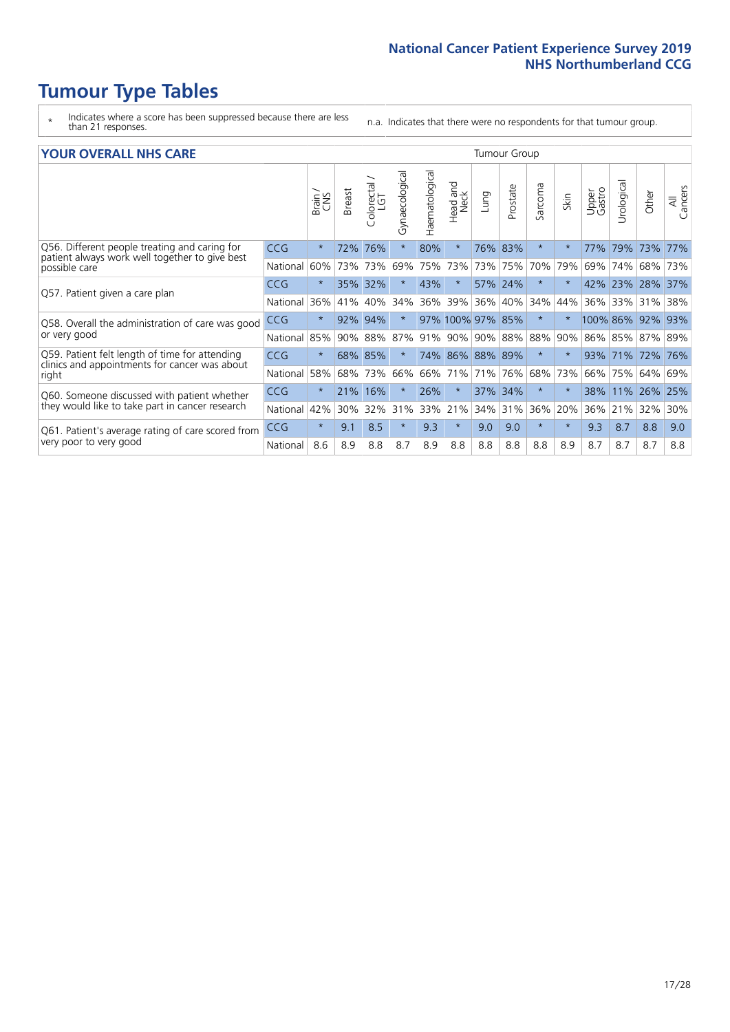# Tumour Type Tables

\* Indicates where a score has been suppressed because there are less than 21 responses.

n.a. Indicates that there were no respondents for that tumour group.

## YOUR OVERALL NHS CARE

| | | Brain / CNS | Breast | Colorectal / LGT | Gynaecological | Haematological | Head and Neck | Lung | Prostate | Sarcoma | Skin | Upper Gastro | Urological | Other | All Cancers |
|---|---|---|---|---|---|---|---|---|---|---|---|---|---|---|---|
| Q56. Different people treating and caring for patient always work well together to give best possible care | CCG | * | 72% | 76% | * | 80% | * | 76% | 83% | * | * | 77% | 79% | 73% | 77% |
| | National | 60% | 73% | 73% | 69% | 75% | 73% | 73% | 75% | 70% | 79% | 69% | 74% | 68% | 73% |
| Q57. Patient given a care plan | CCG | * | 35% | 32% | * | 43% | * | 57% | 24% | * | * | 42% | 23% | 28% | 37% |
| | National | 36% | 41% | 40% | 34% | 36% | 39% | 36% | 40% | 34% | 44% | 36% | 33% | 31% | 38% |
| Q58. Overall the administration of care was good or very good | CCG | * | 92% | 94% | * | 97% | 100% | 97% | 85% | * | * | 100% | 86% | 92% | 93% |
| | National | 85% | 90% | 88% | 87% | 91% | 90% | 90% | 88% | 88% | 90% | 86% | 85% | 87% | 89% |
| Q59. Patient felt length of time for attending clinics and appointments for cancer was about right | CCG | * | 68% | 85% | * | 74% | 86% | 88% | 89% | * | * | 93% | 71% | 72% | 76% |
| | National | 58% | 68% | 73% | 66% | 66% | 71% | 71% | 76% | 68% | 73% | 66% | 75% | 64% | 69% |
| Q60. Someone discussed with patient whether they would like to take part in cancer research | CCG | * | 21% | 16% | * | 26% | * | 37% | 34% | * | * | 38% | 11% | 26% | 25% |
| | National | 42% | 30% | 32% | 31% | 33% | 21% | 34% | 31% | 36% | 20% | 36% | 21% | 32% | 30% |
| Q61. Patient's average rating of care scored from very poor to very good | CCG | * | 9.1 | 8.5 | * | 9.3 | * | 9.0 | 9.0 | * | * | 9.3 | 8.7 | 8.8 | 9.0 |
| | National | 8.6 | 8.9 | 8.8 | 8.7 | 8.9 | 8.8 | 8.8 | 8.8 | 8.8 | 8.9 | 8.7 | 8.7 | 8.7 | 8.8 |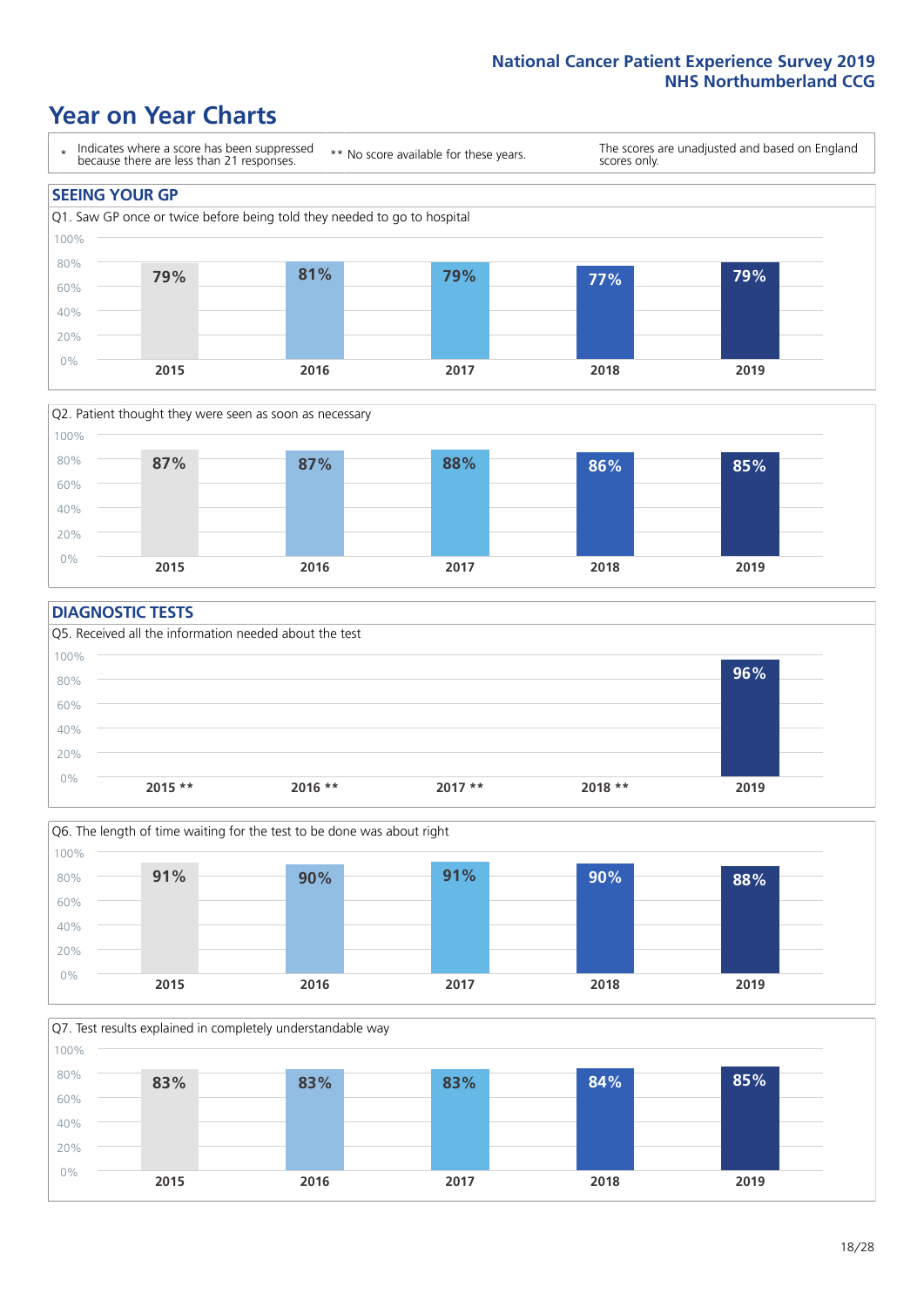## National Cancer Patient Experience Survey 2019
## NHS Northumberland CCG

# Year on Year Charts

| * Indicates where a score has been suppressed because there are less than 21 responses. | ** No score available for these years. | The scores are unadjusted and based on England scores only. |
|---|---|---|

### SEEING YOUR GP

Q1. Saw GP once or twice before being told they needed to go to hospital

| 2015 | 2016 | 2017 | 2018 | 2019 |
|---|---|---|---|---|
| 79% | 81% | 79% | 77% | 79% |

Q2. Patient thought they were seen as soon as necessary

| 2015 | 2016 | 2017 | 2018 | 2019 |
|---|---|---|---|---|
| 87% | 87% | 88% | 86% | 85% |

### DIAGNOSTIC TESTS

Q5. Received all the information needed about the test

| 2015 ** | 2016 ** | 2017 ** | 2018 ** | 2019 |
|---|---|---|---|---|
| | | | | 96% |

Q6. The length of time waiting for the test to be done was about right

| 2015 | 2016 | 2017 | 2018 | 2019 |
|---|---|---|---|---|
| 91% | 90% | 91% | 90% | 88% |

Q7. Test results explained in completely understandable way

| 2015 | 2016 | 2017 | 2018 | 2019 |
|---|---|---|---|---|
| 83% | 83% | 83% | 84% | 85% |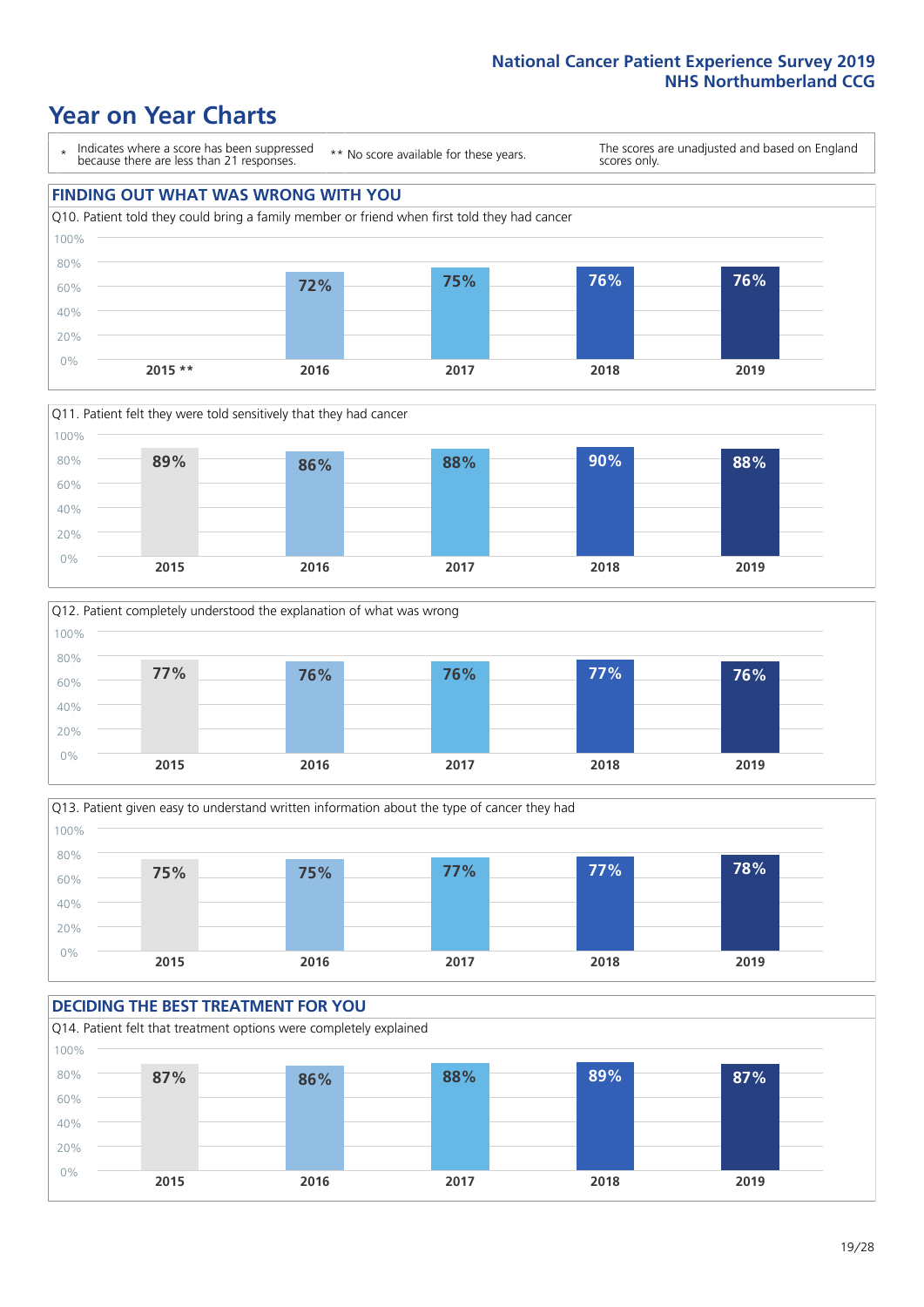# Year on Year Charts

\* Indicates where a score has been suppressed because there are less than 21 responses.

\*\* No score available for these years.

The scores are unadjusted and based on England scores only.

## FINDING OUT WHAT WAS WRONG WITH YOU

Q10. Patient told they could bring a family member or friend when first told they had cancer

| 2015 ** | 2016 | 2017 | 2018 | 2019 |
|---|---|---|---|---|
| | 72% | 75% | 76% | 76% |

Q11. Patient felt they were told sensitively that they had cancer

| 2015 | 2016 | 2017 | 2018 | 2019 |
|---|---|---|---|---|
| 89% | 86% | 88% | 90% | 88% |

Q12. Patient completely understood the explanation of what was wrong

| 2015 | 2016 | 2017 | 2018 | 2019 |
|---|---|---|---|---|
| 77% | 76% | 76% | 77% | 76% |

Q13. Patient given easy to understand written information about the type of cancer they had

| 2015 | 2016 | 2017 | 2018 | 2019 |
|---|---|---|---|---|
| 75% | 75% | 77% | 77% | 78% |

## DECIDING THE BEST TREATMENT FOR YOU

Q14. Patient felt that treatment options were completely explained

| 2015 | 2016 | 2017 | 2018 | 2019 |
|---|---|---|---|---|
| 87% | 86% | 88% | 89% | 87% |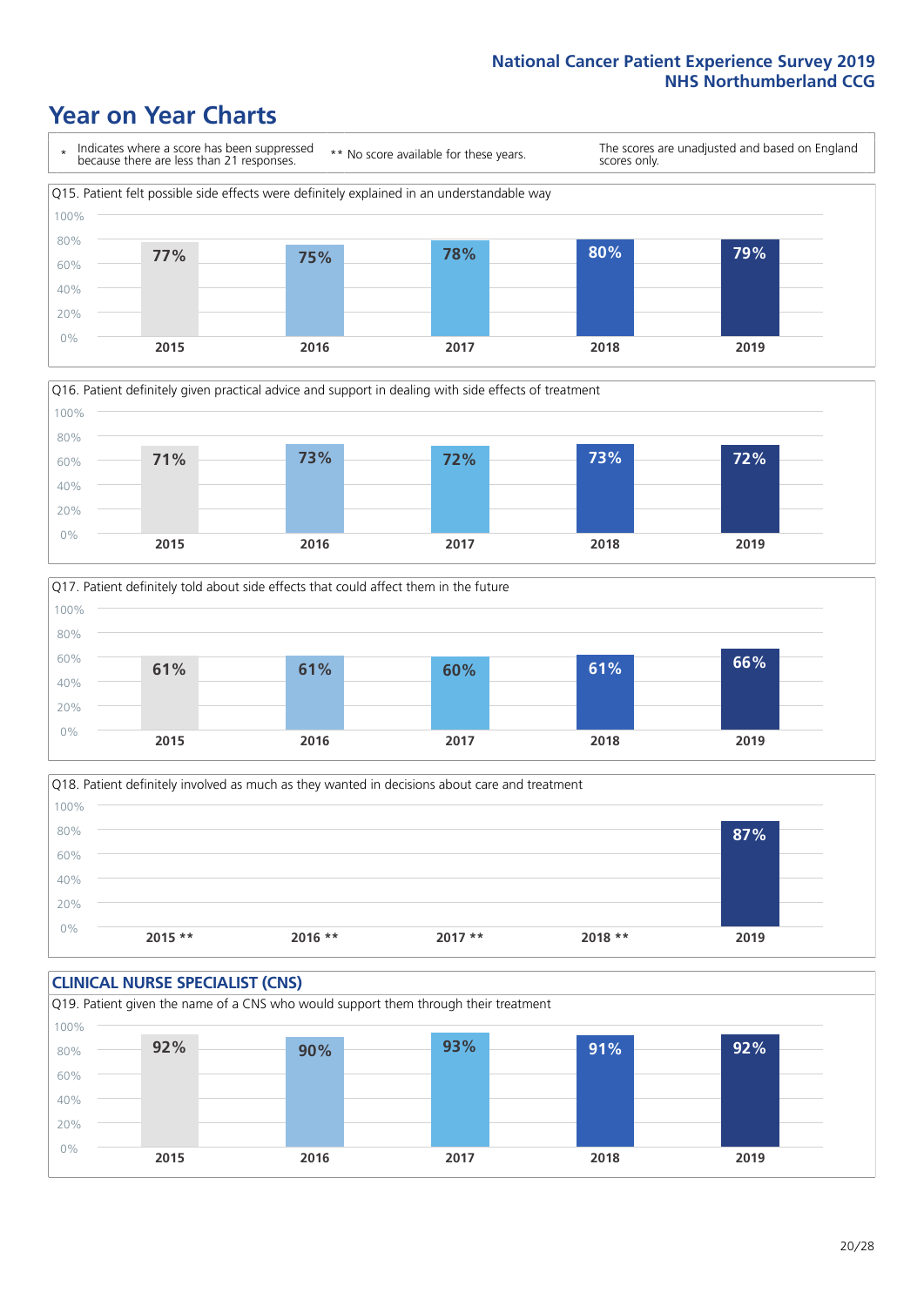# Year on Year Charts

\* Indicates where a score has been suppressed because there are less than 21 responses.

** No score available for these years.

The scores are unadjusted and based on England scores only.

Q15. Patient felt possible side effects were definitely explained in an understandable way

| 2015 | 2016 | 2017 | 2018 | 2019 |
|---|---|---|---|---|
| 77% | 75% | 78% | 80% | 79% |

Q16. Patient definitely given practical advice and support in dealing with side effects of treatment

| 2015 | 2016 | 2017 | 2018 | 2019 |
|---|---|---|---|---|
| 71% | 73% | 72% | 73% | 72% |

Q17. Patient definitely told about side effects that could affect them in the future

| 2015 | 2016 | 2017 | 2018 | 2019 |
|---|---|---|---|---|
| 61% | 61% | 60% | 61% | 66% |

Q18. Patient definitely involved as much as they wanted in decisions about care and treatment

| 2015 ** | 2016 ** | 2017 ** | 2018 ** | 2019 |
|---|---|---|---|---|
| | | | | 87% |

## CLINICAL NURSE SPECIALIST (CNS)

Q19. Patient given the name of a CNS who would support them through their treatment

| 2015 | 2016 | 2017 | 2018 | 2019 |
|---|---|---|---|---|
| 92% | 90% | 93% | 91% | 92% |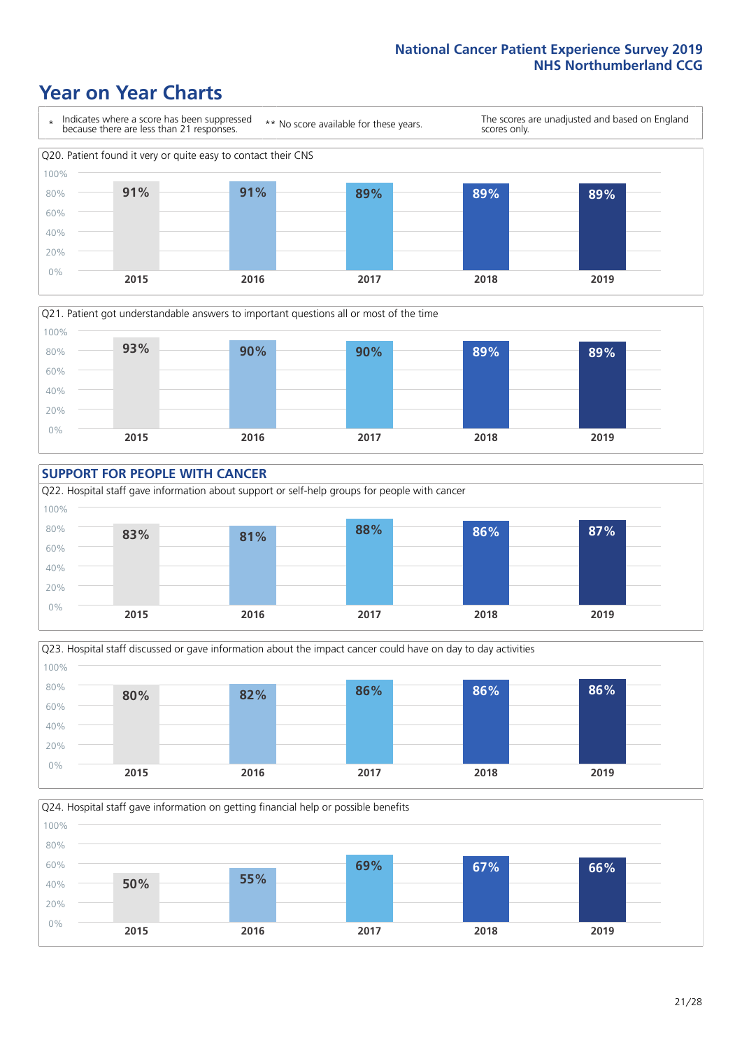# Year on Year Charts

\* Indicates where a score has been suppressed because there are less than 21 responses.

\*\* No score available for these years.

The scores are unadjusted and based on England scores only.

Q20. Patient found it very or quite easy to contact their CNS

| 2015 | 2016 | 2017 | 2018 | 2019 |
|---|---|---|---|---|
| 91% | 91% | 89% | 89% | 89% |

Q21. Patient got understandable answers to important questions all or most of the time

| 2015 | 2016 | 2017 | 2018 | 2019 |
|---|---|---|---|---|
| 93% | 90% | 90% | 89% | 89% |

## SUPPORT FOR PEOPLE WITH CANCER

Q22. Hospital staff gave information about support or self-help groups for people with cancer

| 2015 | 2016 | 2017 | 2018 | 2019 |
|---|---|---|---|---|
| 83% | 81% | 88% | 86% | 87% |

Q23. Hospital staff discussed or gave information about the impact cancer could have on day to day activities

| 2015 | 2016 | 2017 | 2018 | 2019 |
|---|---|---|---|---|
| 80% | 82% | 86% | 86% | 86% |

Q24. Hospital staff gave information on getting financial help or possible benefits

| 2015 | 2016 | 2017 | 2018 | 2019 |
|---|---|---|---|---|
| 50% | 55% | 69% | 67% | 66% |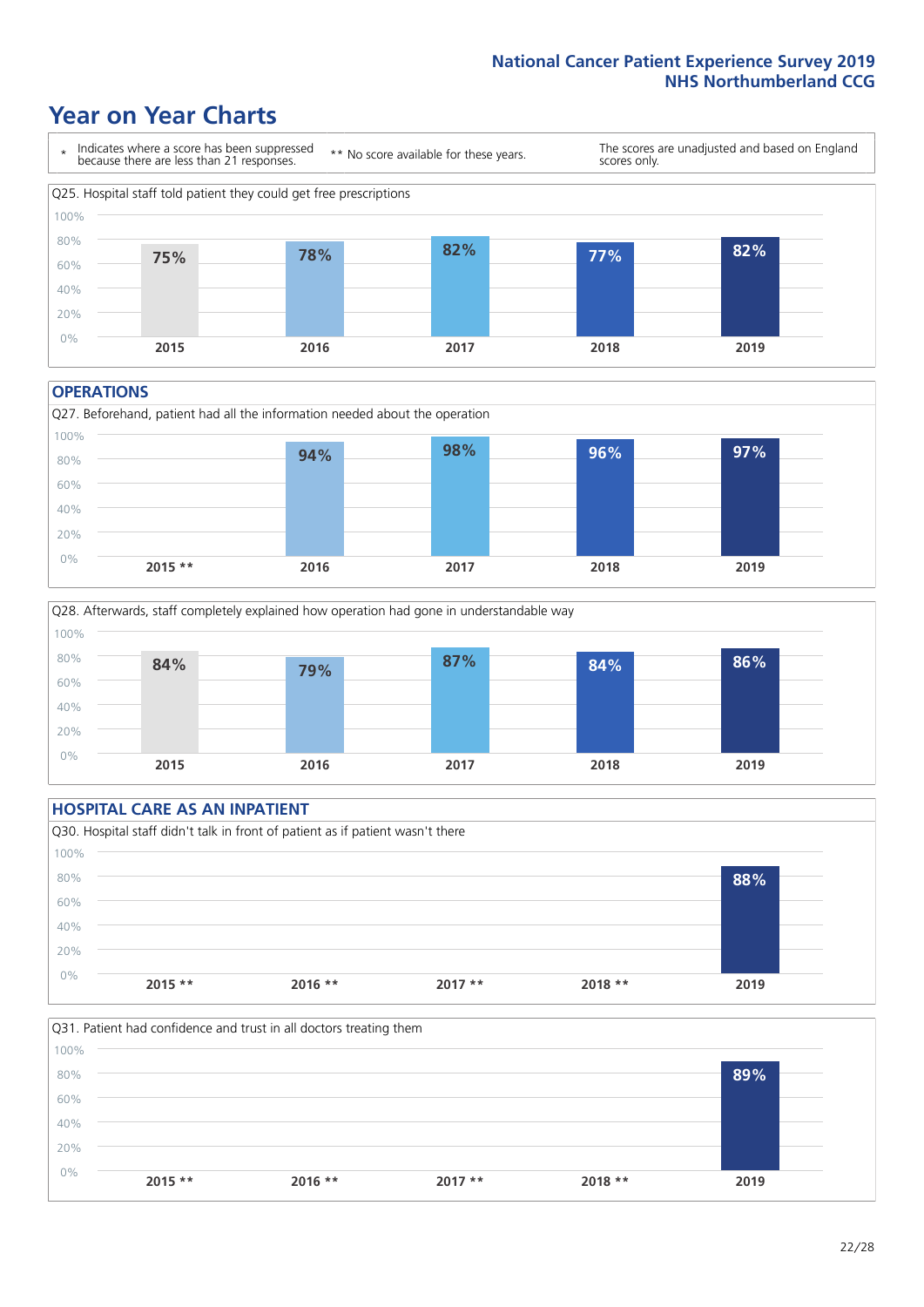# Year on Year Charts

\* Indicates where a score has been suppressed because there are less than 21 responses.

** No score available for these years.

The scores are unadjusted and based on England scores only.

Q25. Hospital staff told patient they could get free prescriptions

| 2015 | 2016 | 2017 | 2018 | 2019 |
|---|---|---|---|---|
| 75% | 78% | 82% | 77% | 82% |

## OPERATIONS

Q27. Beforehand, patient had all the information needed about the operation

| 2015 ** | 2016 | 2017 | 2018 | 2019 |
|---|---|---|---|---|
| | 94% | 98% | 96% | 97% |

Q28. Afterwards, staff completely explained how operation had gone in understandable way

| 2015 | 2016 | 2017 | 2018 | 2019 |
|---|---|---|---|---|
| 84% | 79% | 87% | 84% | 86% |

## HOSPITAL CARE AS AN INPATIENT

Q30. Hospital staff didn't talk in front of patient as if patient wasn't there

| 2015 ** | 2016 ** | 2017 ** | 2018 ** | 2019 |
|---|---|---|---|---|
| | | | | 88% |

Q31. Patient had confidence and trust in all doctors treating them

| 2015 ** | 2016 ** | 2017 ** | 2018 ** | 2019 |
|---|---|---|---|---|
| | | | | 89% |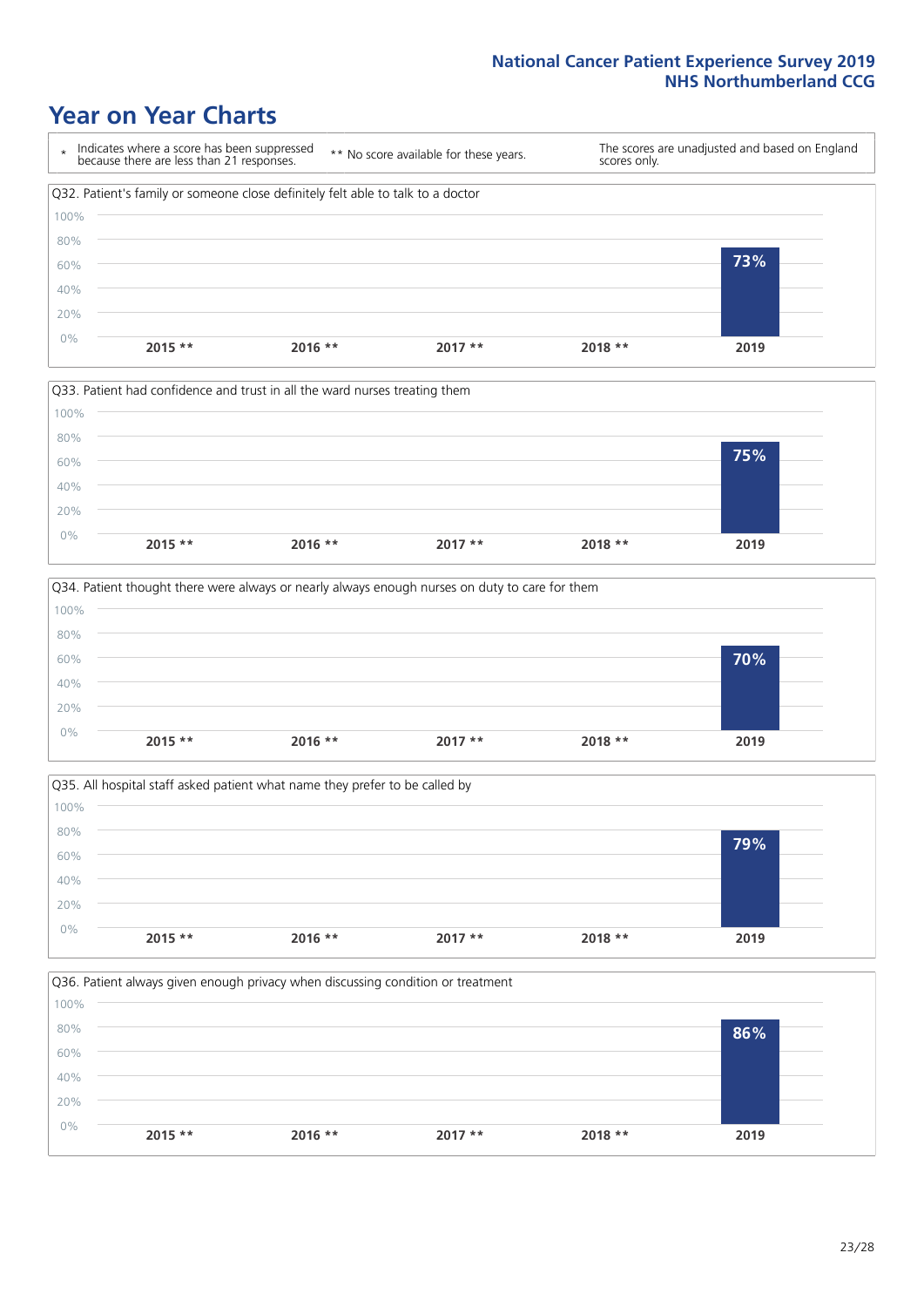# Year on Year Charts

| * Indicates where a score has been suppressed because there are less than 21 responses. | ** No score available for these years. | The scores are unadjusted and based on England scores only. |
|---|---|---|

Q32. Patient's family or someone close definitely felt able to talk to a doctor

| 2015 ** | 2016 ** | 2017 ** | 2018 ** | 2019 |
|---|---|---|---|---|
| | | | | 73% |

Q33. Patient had confidence and trust in all the ward nurses treating them

| 2015 ** | 2016 ** | 2017 ** | 2018 ** | 2019 |
|---|---|---|---|---|
| | | | | 75% |

Q34. Patient thought there were always or nearly always enough nurses on duty to care for them

| 2015 ** | 2016 ** | 2017 ** | 2018 ** | 2019 |
|---|---|---|---|---|
| | | | | 70% |

Q35. All hospital staff asked patient what name they prefer to be called by

| 2015 ** | 2016 ** | 2017 ** | 2018 ** | 2019 |
|---|---|---|---|---|
| | | | | 79% |

Q36. Patient always given enough privacy when discussing condition or treatment

| 2015 ** | 2016 ** | 2017 ** | 2018 ** | 2019 |
|---|---|---|---|---|
| | | | | 86% |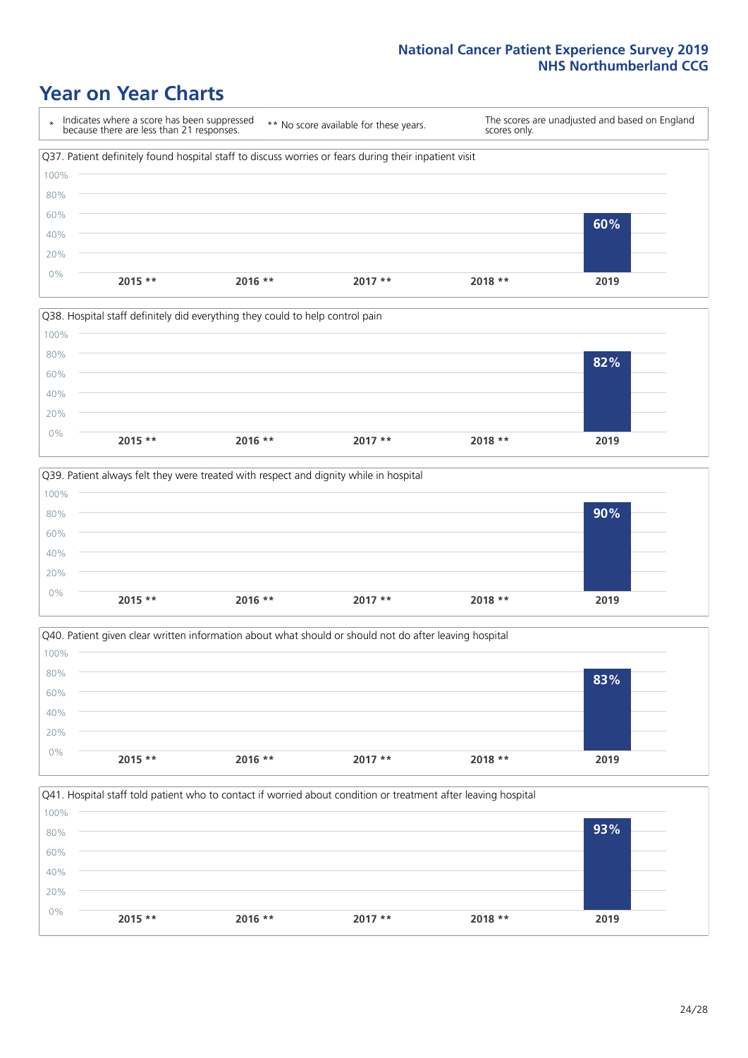# Year on Year Charts

\* Indicates where a score has been suppressed because there are less than 21 responses.

\*\* No score available for these years.

The scores are unadjusted and based on England scores only.

Q37. Patient definitely found hospital staff to discuss worries or fears during their inpatient visit

| 2015 ** | 2016 ** | 2017 ** | 2018 ** | 2019 |
|---|---|---|---|---|
| | | | | 60% |

Q38. Hospital staff definitely did everything they could to help control pain

| 2015 ** | 2016 ** | 2017 ** | 2018 ** | 2019 |
|---|---|---|---|---|
| | | | | 82% |

Q39. Patient always felt they were treated with respect and dignity while in hospital

| 2015 ** | 2016 ** | 2017 ** | 2018 ** | 2019 |
|---|---|---|---|---|
| | | | | 90% |

Q40. Patient given clear written information about what should or should not do after leaving hospital

| 2015 ** | 2016 ** | 2017 ** | 2018 ** | 2019 |
|---|---|---|---|---|
| | | | | 83% |

Q41. Hospital staff told patient who to contact if worried about condition or treatment after leaving hospital

| 2015 ** | 2016 ** | 2017 ** | 2018 ** | 2019 |
|---|---|---|---|---|
| | | | | 93% |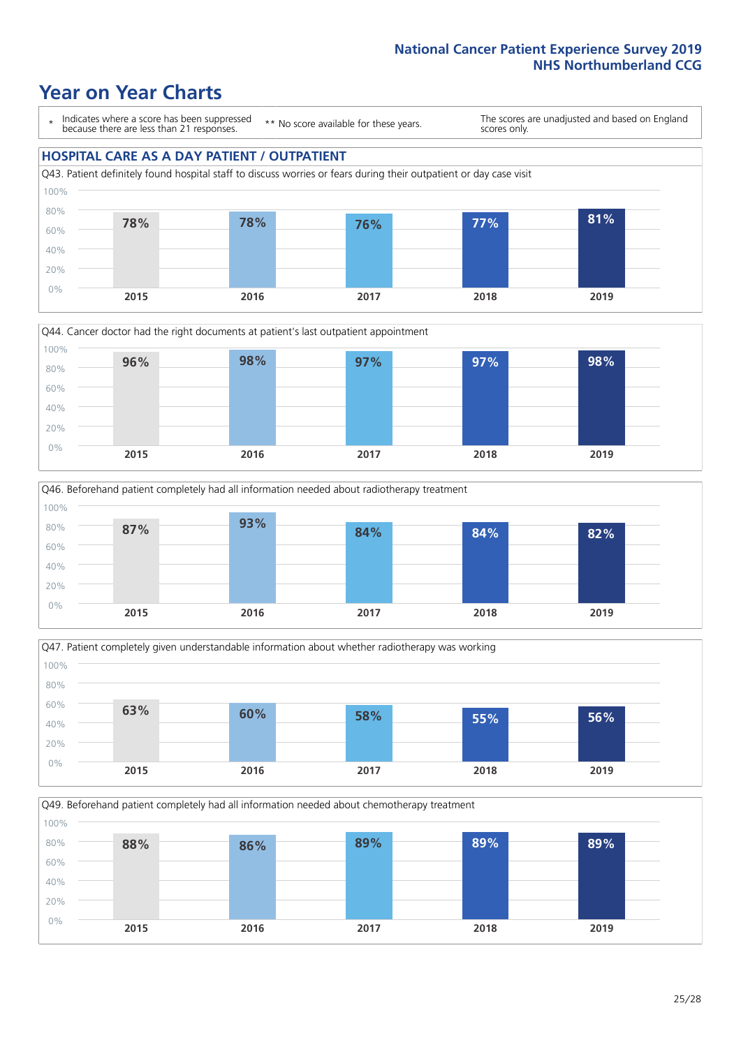# Year on Year Charts

\* Indicates where a score has been suppressed because there are less than 21 responses.

** No score available for these years.

The scores are unadjusted and based on England scores only.

## HOSPITAL CARE AS A DAY PATIENT / OUTPATIENT

Q43. Patient definitely found hospital staff to discuss worries or fears during their outpatient or day case visit

| 2015 | 2016 | 2017 | 2018 | 2019 |
|---|---|---|---|---|
| 78% | 78% | 76% | 77% | 81% |

Q44. Cancer doctor had the right documents at patient's last outpatient appointment

| 2015 | 2016 | 2017 | 2018 | 2019 |
|---|---|---|---|---|
| 96% | 98% | 97% | 97% | 98% |

Q46. Beforehand patient completely had all information needed about radiotherapy treatment

| 2015 | 2016 | 2017 | 2018 | 2019 |
|---|---|---|---|---|
| 87% | 93% | 84% | 84% | 82% |

Q47. Patient completely given understandable information about whether radiotherapy was working

| 2015 | 2016 | 2017 | 2018 | 2019 |
|---|---|---|---|---|
| 63% | 60% | 58% | 55% | 56% |

Q49. Beforehand patient completely had all information needed about chemotherapy treatment

| 2015 | 2016 | 2017 | 2018 | 2019 |
|---|---|---|---|---|
| 88% | 86% | 89% | 89% | 89% |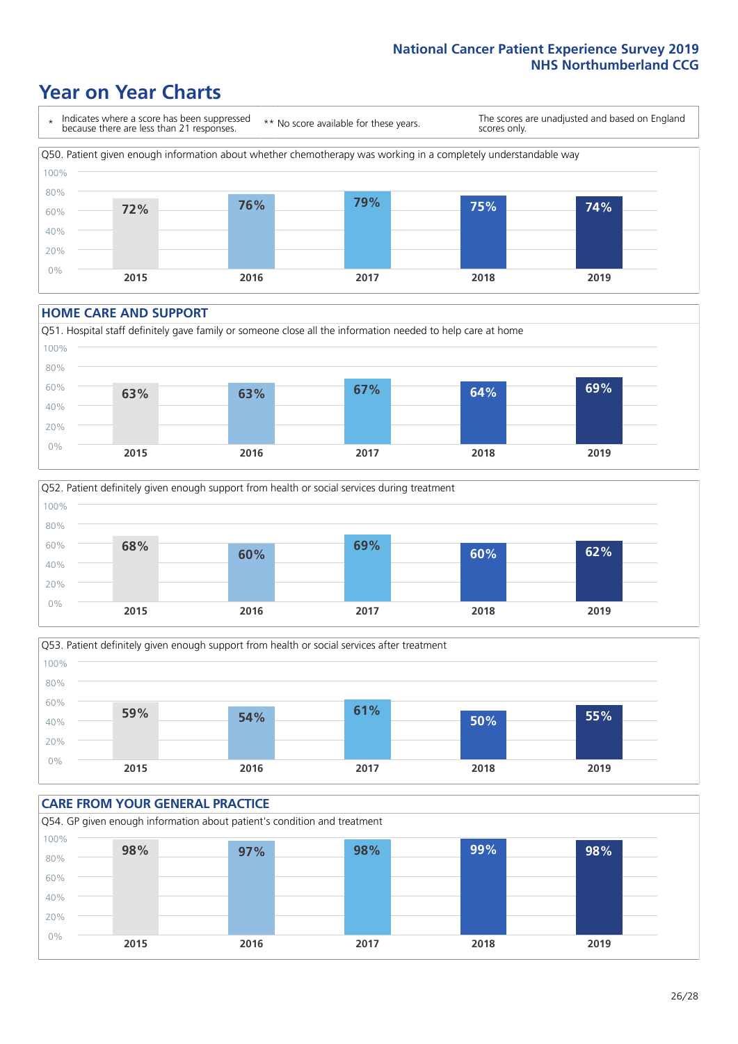# Year on Year Charts

\* Indicates where a score has been suppressed because there are less than 21 responses.

** No score available for these years.

The scores are unadjusted and based on England scores only.

Q50. Patient given enough information about whether chemotherapy was working in a completely understandable way

| 2015 | 2016 | 2017 | 2018 | 2019 |
|---|---|---|---|---|
| 72% | 76% | 79% | 75% | 74% |

## HOME CARE AND SUPPORT

Q51. Hospital staff definitely gave family or someone close all the information needed to help care at home

| 2015 | 2016 | 2017 | 2018 | 2019 |
|---|---|---|---|---|
| 63% | 63% | 67% | 64% | 69% |

Q52. Patient definitely given enough support from health or social services during treatment

| 2015 | 2016 | 2017 | 2018 | 2019 |
|---|---|---|---|---|
| 68% | 60% | 69% | 60% | 62% |

Q53. Patient definitely given enough support from health or social services after treatment

| 2015 | 2016 | 2017 | 2018 | 2019 |
|---|---|---|---|---|
| 59% | 54% | 61% | 50% | 55% |

## CARE FROM YOUR GENERAL PRACTICE

Q54. GP given enough information about patient's condition and treatment

| 2015 | 2016 | 2017 | 2018 | 2019 |
|---|---|---|---|---|
| 98% | 97% | 98% | 99% | 98% |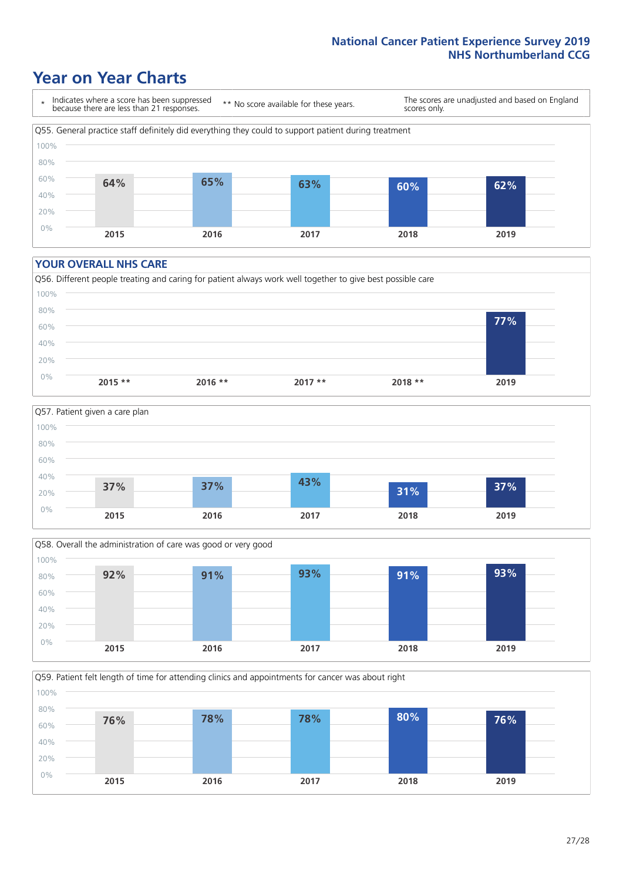# Year on Year Charts

\* Indicates where a score has been suppressed because there are less than 21 responses.

** No score available for these years.

The scores are unadjusted and based on England scores only.

Q55. General practice staff definitely did everything they could to support patient during treatment

| 2015 | 2016 | 2017 | 2018 | 2019 |
|---|---|---|---|---|
| 64% | 65% | 63% | 60% | 62% |

## YOUR OVERALL NHS CARE

Q56. Different people treating and caring for patient always work well together to give best possible care

| 2015 ** | 2016 ** | 2017 ** | 2018 ** | 2019 |
|---|---|---|---|---|
| | | | | 77% |

Q57. Patient given a care plan

| 2015 | 2016 | 2017 | 2018 | 2019 |
|---|---|---|---|---|
| 37% | 37% | 43% | 31% | 37% |

Q58. Overall the administration of care was good or very good

| 2015 | 2016 | 2017 | 2018 | 2019 |
|---|---|---|---|---|
| 92% | 91% | 93% | 91% | 93% |

Q59. Patient felt length of time for attending clinics and appointments for cancer was about right

| 2015 | 2016 | 2017 | 2018 | 2019 |
|---|---|---|---|---|
| 76% | 78% | 78% | 80% | 76% |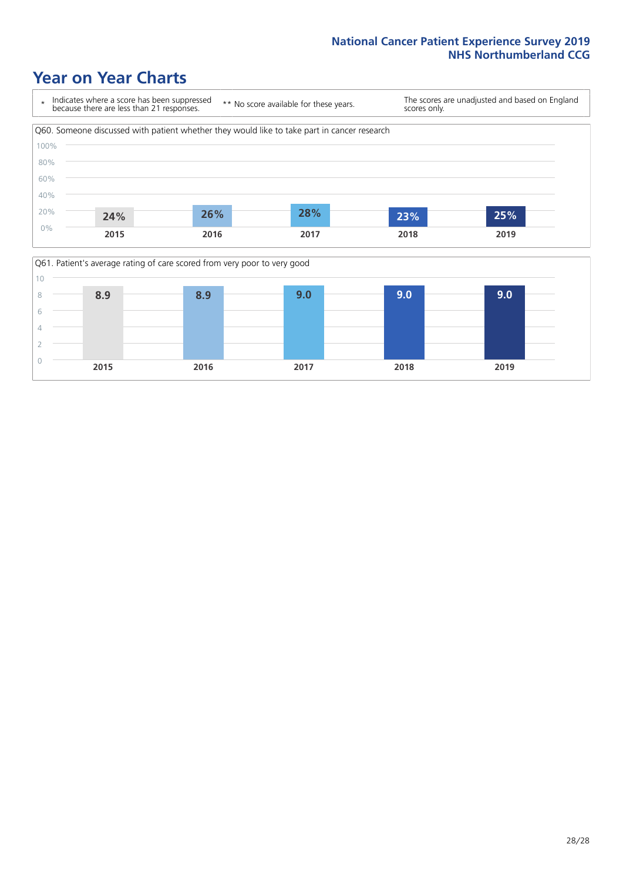# Year on Year Charts

\* Indicates where a score has been suppressed because there are less than 21 responses.

\*\* No score available for these years.

The scores are unadjusted and based on England scores only.

Q60. Someone discussed with patient whether they would like to take part in cancer research

100%
80%
60%
40%
20%
0%

24% 26% 28% 23% 25%

2015 2016 2017 2018 2019

Q61. Patient's average rating of care scored from very poor to very good

10
8
6
4
2
0

8.9 8.9 9.0 9.0 9.0

2015 2016 2017 2018 2019